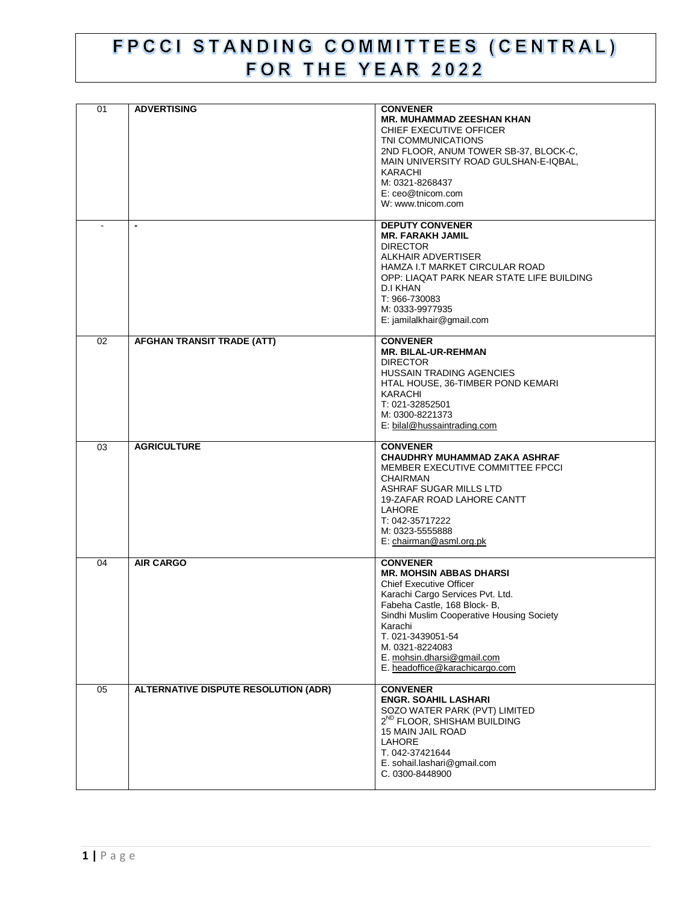# FPCCI STANDING COMMITTEES (CENTRAL) FOR THE YEAR 2022

| | | |
|---|---|---|
| 01 | **ADVERTISING** | **CONVENER**<br>**MR. MUHAMMAD ZEESHAN KHAN**<br>CHIEF EXECUTIVE OFFICER<br>TNI COMMUNICATIONS<br>2ND FLOOR, ANUM TOWER SB-37, BLOCK-C,<br>MAIN UNIVERSITY ROAD GULSHAN-E-IQBAL,<br>KARACHI<br>M: 0321-8268437<br>E: ceo@tnicom.com<br>W: www.tnicom.com |
| - | **-** | **DEPUTY CONVENER**<br>**MR. FARAKH JAMIL**<br>DIRECTOR<br>ALKHAIR ADVERTISER<br>HAMZA I.T MARKET CIRCULAR ROAD<br>OPP: LIAQAT PARK NEAR STATE LIFE BUILDING<br>D.I KHAN<br>T: 966-730083<br>M: 0333-9977935<br>E: jamilalkhair@gmail.com |
| 02 | **AFGHAN TRANSIT TRADE (ATT)** | **CONVENER**<br>**MR. BILAL-UR-REHMAN**<br>DIRECTOR<br>HUSSAIN TRADING AGENCIES<br>HTAL HOUSE, 36-TIMBER POND KEMARI<br>KARACHI<br>T: 021-32852501<br>M: 0300-8221373<br>E: bilal@hussaintrading.com |
| 03 | **AGRICULTURE** | **CONVENER**<br>**CHAUDHRY MUHAMMAD ZAKA ASHRAF**<br>MEMBER EXECUTIVE COMMITTEE FPCCI<br>CHAIRMAN<br>ASHRAF SUGAR MILLS LTD<br>19-ZAFAR ROAD LAHORE CANTT<br>LAHORE<br>T: 042-35717222<br>M: 0323-5555888<br>E: chairman@asml.org.pk |
| 04 | **AIR CARGO** | **CONVENER**<br>**MR. MOHSIN ABBAS DHARSI**<br>Chief Executive Officer<br>Karachi Cargo Services Pvt. Ltd.<br>Fabeha Castle, 168 Block- B,<br>Sindhi Muslim Cooperative Housing Society<br>Karachi<br>T. 021-3439051-54<br>M. 0321-8224083<br>E. mohsin.dharsi@gmail.com<br>E. headoffice@karachicargo.com |
| 05 | **ALTERNATIVE DISPUTE RESOLUTION (ADR)** | **CONVENER**<br>**ENGR. SOAHIL LASHARI**<br>SOZO WATER PARK (PVT) LIMITED<br>2ND FLOOR, SHISHAM BUILDING<br>15 MAIN JAIL ROAD<br>LAHORE<br>T. 042-37421644<br>E. sohail.lashari@gmail.com<br>C. 0300-8448900 |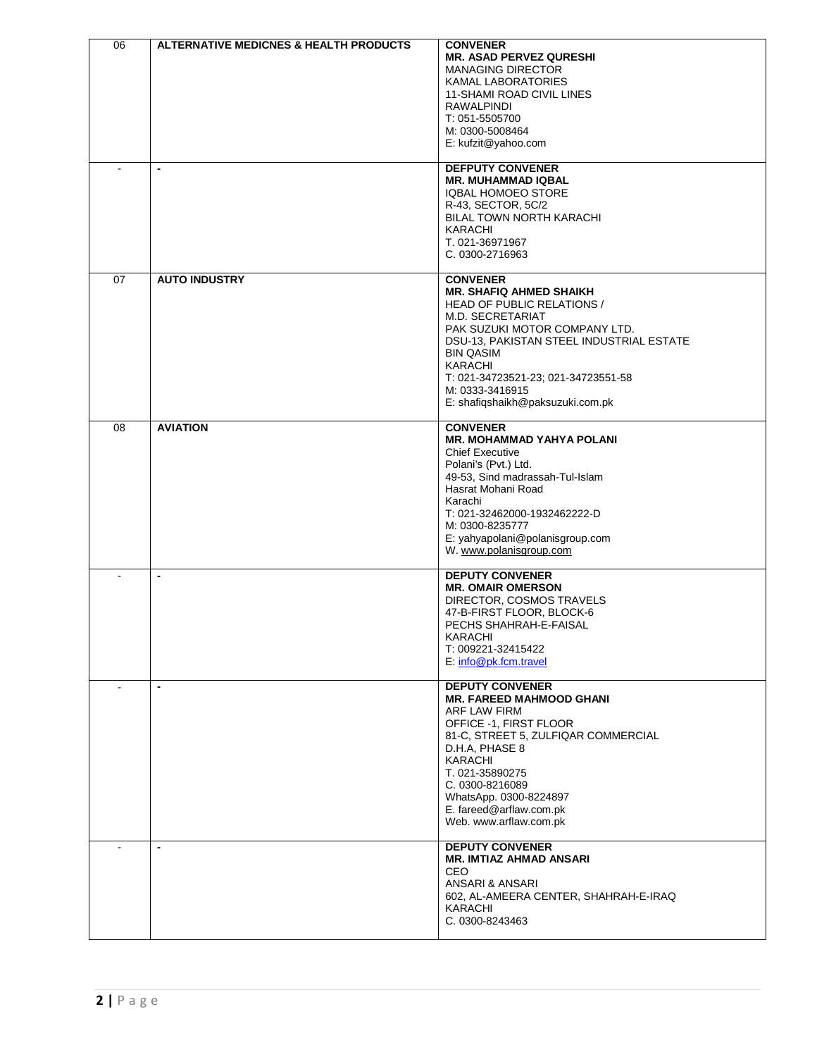| | | |
|---|---|---|
| 06 | **ALTERNATIVE MEDICNES & HEALTH PRODUCTS** | **CONVENER**<br>**MR. ASAD PERVEZ QURESHI**<br>MANAGING DIRECTOR<br>KAMAL LABORATORIES<br>11-SHAMI ROAD CIVIL LINES<br>RAWALPINDI<br>T: 051-5505700<br>M: 0300-5008464<br>E: kufzit@yahoo.com |
| - | - | **DEFPUTY CONVENER**<br>**MR. MUHAMMAD IQBAL**<br>IQBAL HOMOEO STORE<br>R-43, SECTOR, 5C/2<br>BILAL TOWN NORTH KARACHI<br>KARACHI<br>T. 021-36971967<br>C. 0300-2716963 |
| 07 | **AUTO INDUSTRY** | **CONVENER**<br>**MR. SHAFIQ AHMED SHAIKH**<br>HEAD OF PUBLIC RELATIONS /<br>M.D. SECRETARIAT<br>PAK SUZUKI MOTOR COMPANY LTD.<br>DSU-13, PAKISTAN STEEL INDUSTRIAL ESTATE<br>BIN QASIM<br>KARACHI<br>T: 021-34723521-23; 021-34723551-58<br>M: 0333-3416915<br>E: shafiqshaikh@paksuzuki.com.pk |
| 08 | **AVIATION** | **CONVENER**<br>**MR. MOHAMMAD YAHYA POLANI**<br>Chief Executive<br>Polani's (Pvt.) Ltd.<br>49-53, Sind madrassah-Tul-Islam<br>Hasrat Mohani Road<br>Karachi<br>T: 021-32462000-1932462222-D<br>M: 0300-8235777<br>E: yahyapolani@polanisgroup.com<br>W. www.polanisgroup.com |
| - | - | **DEPUTY CONVENER**<br>**MR. OMAIR OMERSON**<br>DIRECTOR, COSMOS TRAVELS<br>47-B-FIRST FLOOR, BLOCK-6<br>PECHS SHAHRAH-E-FAISAL<br>KARACHI<br>T: 009221-32415422<br>E: info@pk.fcm.travel |
| - | - | **DEPUTY CONVENER**<br>**MR. FAREED MAHMOOD GHANI**<br>ARF LAW FIRM<br>OFFICE -1, FIRST FLOOR<br>81-C, STREET 5, ZULFIQAR COMMERCIAL<br>D.H.A, PHASE 8<br>KARACHI<br>T. 021-35890275<br>C. 0300-8216089<br>WhatsApp. 0300-8224897<br>E. fareed@arflaw.com.pk<br>Web. www.arflaw.com.pk |
| - | - | **DEPUTY CONVENER**<br>**MR. IMTIAZ AHMAD ANSARI**<br>CEO<br>ANSARI & ANSARI<br>602, AL-AMEERA CENTER, SHAHRAH-E-IRAQ<br>KARACHI<br>C. 0300-8243463 |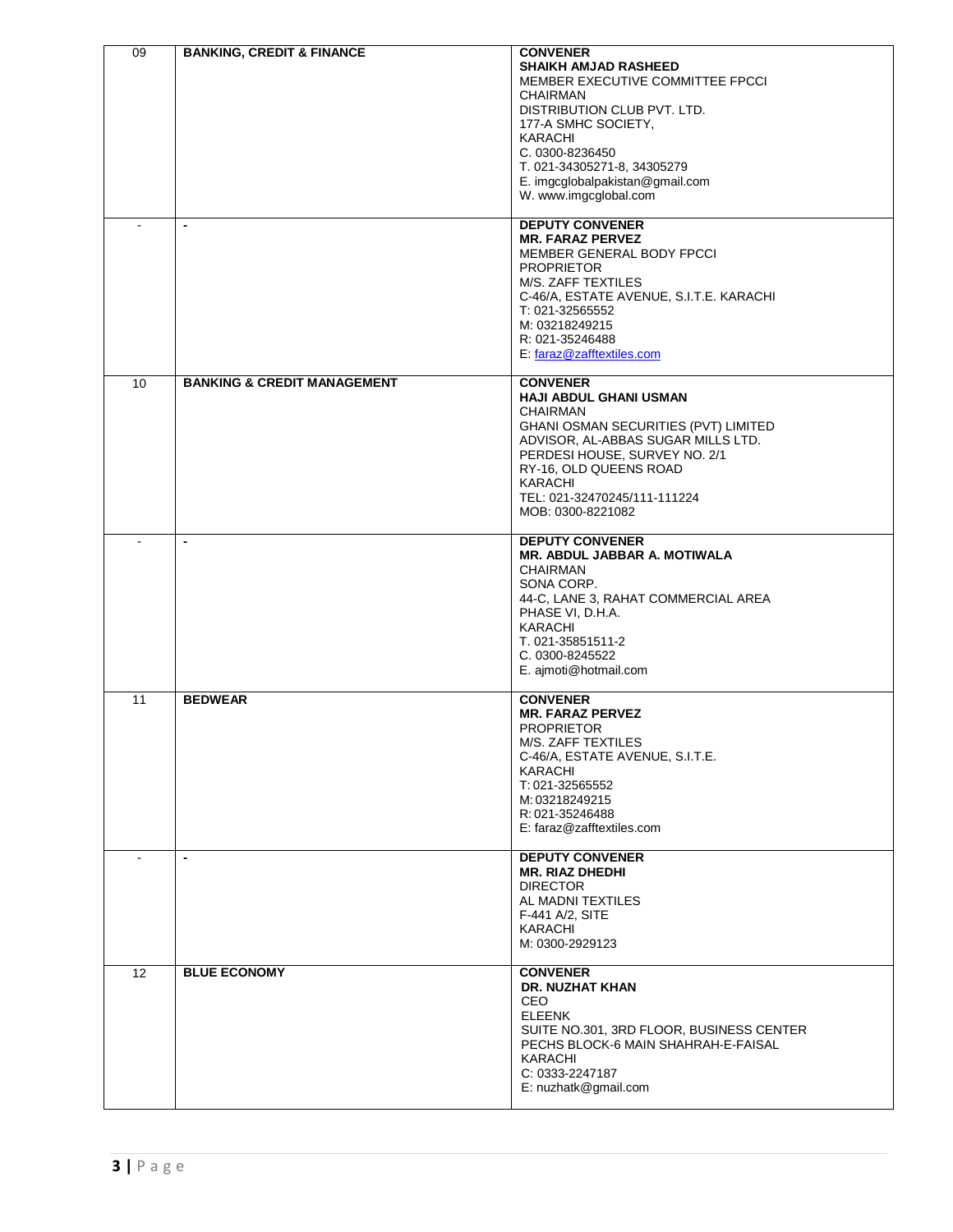| | | |
|---|---|---|
| 09 | **BANKING, CREDIT & FINANCE** | **CONVENER**<br>**SHAIKH AMJAD RASHEED**<br>MEMBER EXECUTIVE COMMITTEE FPCCI<br>CHAIRMAN<br>DISTRIBUTION CLUB PVT. LTD.<br>177-A SMHC SOCIETY,<br>KARACHI<br>C. 0300-8236450<br>T. 021-34305271-8, 34305279<br>E. imgcglobalpakistan@gmail.com<br>W. www.imgcglobal.com |
| - | - | **DEPUTY CONVENER**<br>**MR. FARAZ PERVEZ**<br>MEMBER GENERAL BODY FPCCI<br>PROPRIETOR<br>M/S. ZAFF TEXTILES<br>C-46/A, ESTATE AVENUE, S.I.T.E. KARACHI<br>T: 021-32565552<br>M: 03218249215<br>R: 021-35246488<br>E: faraz@zafftextiles.com |
| 10 | **BANKING & CREDIT MANAGEMENT** | **CONVENER**<br>**HAJI ABDUL GHANI USMAN**<br>CHAIRMAN<br>GHANI OSMAN SECURITIES (PVT) LIMITED<br>ADVISOR, AL-ABBAS SUGAR MILLS LTD.<br>PERDESI HOUSE, SURVEY NO. 2/1<br>RY-16, OLD QUEENS ROAD<br>KARACHI<br>TEL: 021-32470245/111-111224<br>MOB: 0300-8221082 |
| - | - | **DEPUTY CONVENER**<br>**MR. ABDUL JABBAR A. MOTIWALA**<br>CHAIRMAN<br>SONA CORP.<br>44-C, LANE 3, RAHAT COMMERCIAL AREA<br>PHASE VI, D.H.A.<br>KARACHI<br>T. 021-35851511-2<br>C. 0300-8245522<br>E. ajmoti@hotmail.com |
| 11 | **BEDWEAR** | **CONVENER**<br>**MR. FARAZ PERVEZ**<br>PROPRIETOR<br>M/S. ZAFF TEXTILES<br>C-46/A, ESTATE AVENUE, S.I.T.E.<br>KARACHI<br>T: 021-32565552<br>M: 03218249215<br>R: 021-35246488<br>E: faraz@zafftextiles.com |
| - | - | **DEPUTY CONVENER**<br>**MR. RIAZ DHEDHI**<br>DIRECTOR<br>AL MADNI TEXTILES<br>F-441 A/2, SITE<br>KARACHI<br>M: 0300-2929123 |
| 12 | **BLUE ECONOMY** | **CONVENER**<br>**DR. NUZHAT KHAN**<br>CEO<br>ELEENK<br>SUITE NO.301, 3RD FLOOR, BUSINESS CENTER<br>PECHS BLOCK-6 MAIN SHAHRAH-E-FAISAL<br>KARACHI<br>C: 0333-2247187<br>E: nuzhatk@gmail.com |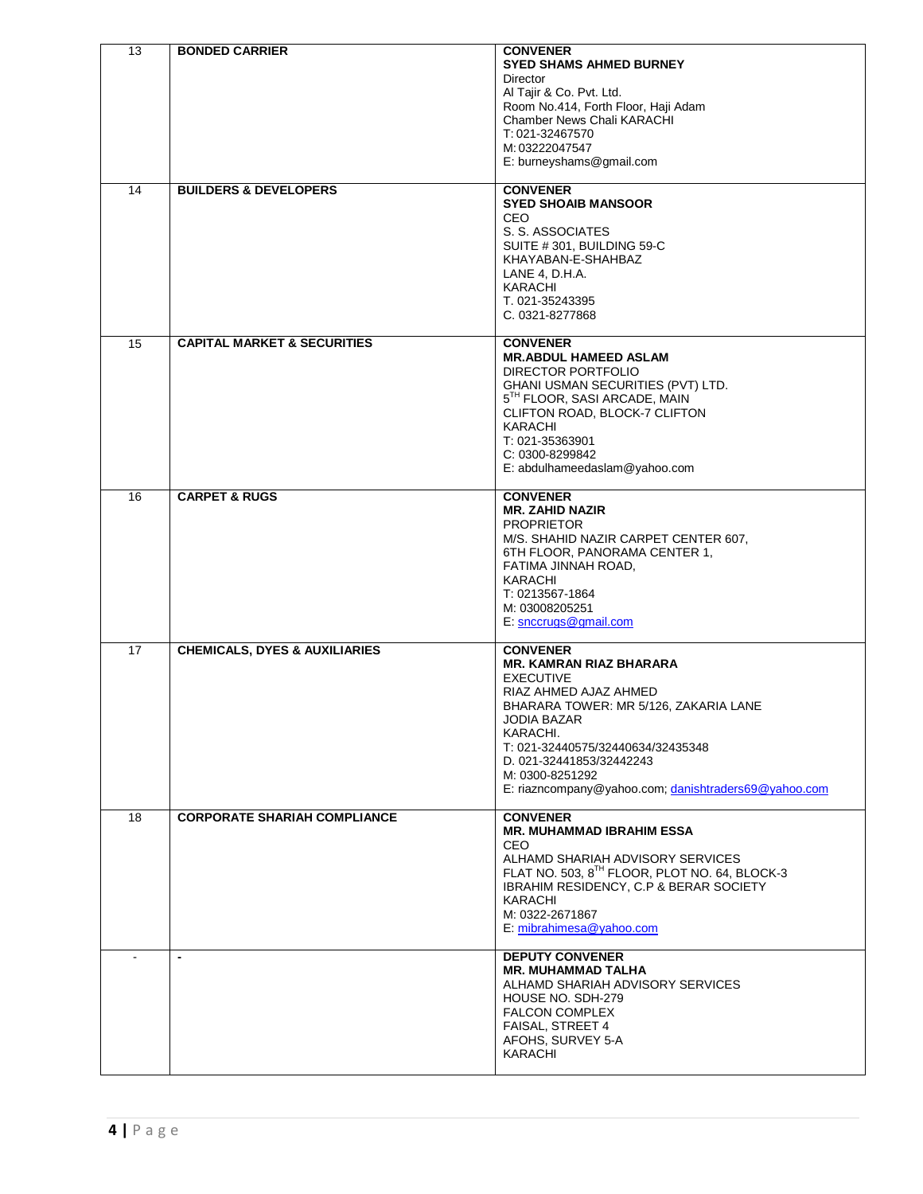| | | |
|---|---|---|
| 13 | **BONDED CARRIER** | **CONVENER**<br>**SYED SHAMS AHMED BURNEY**<br>Director<br>Al Tajir & Co. Pvt. Ltd.<br>Room No.414, Forth Floor, Haji Adam<br>Chamber News Chali KARACHI<br>T: 021-32467570<br>M: 03222047547<br>E: burneyshams@gmail.com |
| 14 | **BUILDERS & DEVELOPERS** | **CONVENER**<br>**SYED SHOAIB MANSOOR**<br>CEO<br>S. S. ASSOCIATES<br>SUITE # 301, BUILDING 59-C<br>KHAYABAN-E-SHAHBAZ<br>LANE 4, D.H.A.<br>KARACHI<br>T. 021-35243395<br>C. 0321-8277868 |
| 15 | **CAPITAL MARKET & SECURITIES** | **CONVENER**<br>**MR.ABDUL HAMEED ASLAM**<br>DIRECTOR PORTFOLIO<br>GHANI USMAN SECURITIES (PVT) LTD.<br>5TH FLOOR, SASI ARCADE, MAIN<br>CLIFTON ROAD, BLOCK-7 CLIFTON<br>KARACHI<br>T: 021-35363901<br>C: 0300-8299842<br>E: abdulhameedaslam@yahoo.com |
| 16 | **CARPET & RUGS** | **CONVENER**<br>**MR. ZAHID NAZIR**<br>PROPRIETOR<br>M/S. SHAHID NAZIR CARPET CENTER 607,<br>6TH FLOOR, PANORAMA CENTER 1,<br>FATIMA JINNAH ROAD,<br>KARACHI<br>T: 0213567-1864<br>M: 03008205251<br>E: snccrugs@gmail.com |
| 17 | **CHEMICALS, DYES & AUXILIARIES** | **CONVENER**<br>**MR. KAMRAN RIAZ BHARARA**<br>EXECUTIVE<br>RIAZ AHMED AJAZ AHMED<br>BHARARA TOWER: MR 5/126, ZAKARIA LANE<br>JODIA BAZAR<br>KARACHI.<br>T: 021-32440575/32440634/32435348<br>D. 021-32441853/32442243<br>M: 0300-8251292<br>E: riazncompany@yahoo.com; danishtraders69@yahoo.com |
| 18 | **CORPORATE SHARIAH COMPLIANCE** | **CONVENER**<br>**MR. MUHAMMAD IBRAHIM ESSA**<br>CEO<br>ALHAMD SHARIAH ADVISORY SERVICES<br>FLAT NO. 503, 8TH FLOOR, PLOT NO. 64, BLOCK-3<br>IBRAHIM RESIDENCY, C.P & BERAR SOCIETY<br>KARACHI<br>M: 0322-2671867<br>E: mibrahimesa@yahoo.com |
| - | **-** | **DEPUTY CONVENER**<br>**MR. MUHAMMAD TALHA**<br>ALHAMD SHARIAH ADVISORY SERVICES<br>HOUSE NO. SDH-279<br>FALCON COMPLEX<br>FAISAL, STREET 4<br>AFOHS, SURVEY 5-A<br>KARACHI |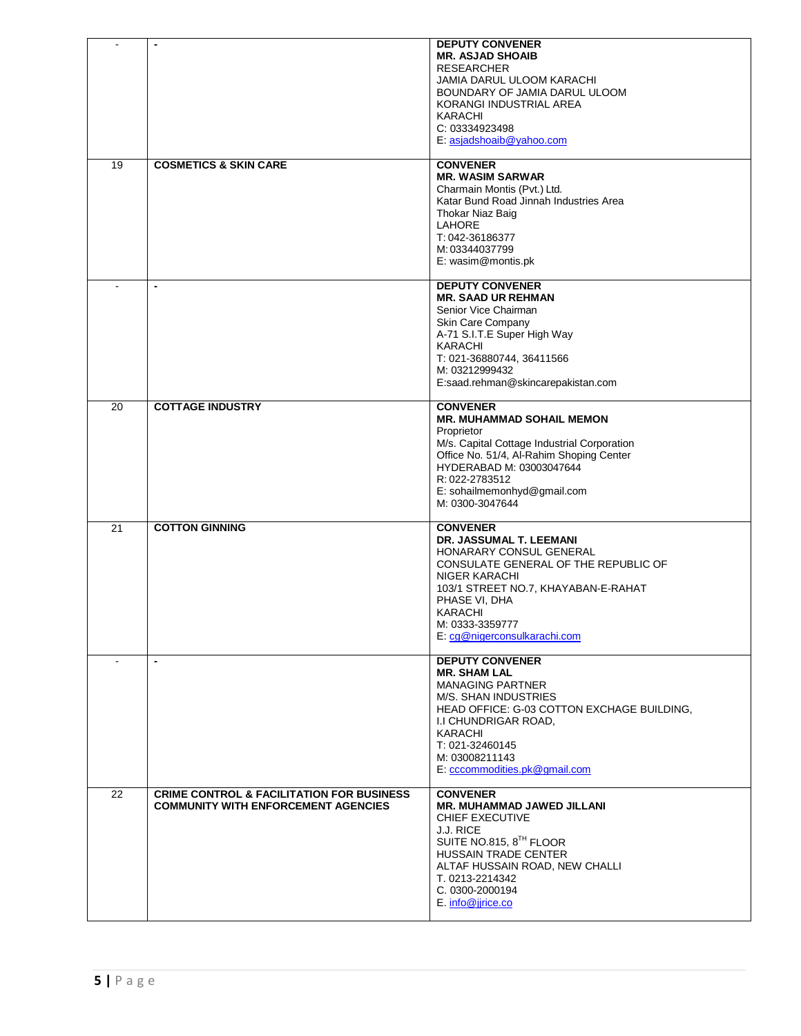| - | - | **DEPUTY CONVENER**<br>**MR. ASJAD SHOAIB**<br>RESEARCHER<br>JAMIA DARUL ULOOM KARACHI<br>BOUNDARY OF JAMIA DARUL ULOOM<br>KORANGI INDUSTRIAL AREA<br>KARACHI<br>C: 03334923498<br>E: asjadshoaib@yahoo.com |
|---|---|---|
| 19 | **COSMETICS & SKIN CARE** | **CONVENER**<br>**MR. WASIM SARWAR**<br>Charmain Montis (Pvt.) Ltd.<br>Katar Bund Road Jinnah Industries Area<br>Thokar Niaz Baig<br>LAHORE<br>T: 042-36186377<br>M: 03344037799<br>E: wasim@montis.pk |
| - | - | **DEPUTY CONVENER**<br>**MR. SAAD UR REHMAN**<br>Senior Vice Chairman<br>Skin Care Company<br>A-71 S.I.T.E Super High Way<br>KARACHI<br>T: 021-36880744, 36411566<br>M: 03212999432<br>E:saad.rehman@skincarepakistan.com |
| 20 | **COTTAGE INDUSTRY** | **CONVENER**<br>**MR. MUHAMMAD SOHAIL MEMON**<br>Proprietor<br>M/s. Capital Cottage Industrial Corporation<br>Office No. 51/4, Al-Rahim Shoping Center<br>HYDERABAD M: 03003047644<br>R: 022-2783512<br>E: sohailmemonhyd@gmail.com<br>M: 0300-3047644 |
| 21 | **COTTON GINNING** | **CONVENER**<br>**DR. JASSUMAL T. LEEMANI**<br>HONARARY CONSUL GENERAL<br>CONSULATE GENERAL OF THE REPUBLIC OF NIGER KARACHI<br>103/1 STREET NO.7, KHAYABAN-E-RAHAT<br>PHASE VI, DHA<br>KARACHI<br>M: 0333-3359777<br>E: cg@nigerconsulkarachi.com |
| - | - | **DEPUTY CONVENER**<br>**MR. SHAM LAL**<br>MANAGING PARTNER<br>M/S. SHAN INDUSTRIES<br>HEAD OFFICE: G-03 COTTON EXCHANGE BUILDING,<br>I.I CHUNDRIGAR ROAD,<br>KARACHI<br>T: 021-32460145<br>M: 03008211143<br>E: cccommodities.pk@gmail.com |
| 22 | **CRIME CONTROL & FACILITATION FOR BUSINESS COMMUNITY WITH ENFORCEMENT AGENCIES** | **CONVENER**<br>**MR. MUHAMMAD JAWED JILLANI**<br>CHIEF EXECUTIVE<br>J.J. RICE<br>SUITE NO.815, 8TH FLOOR<br>HUSSAIN TRADE CENTER<br>ALTAF HUSSAIN ROAD, NEW CHALLI<br>T. 0213-2214342<br>C. 0300-2000194<br>E. info@jjrice.co |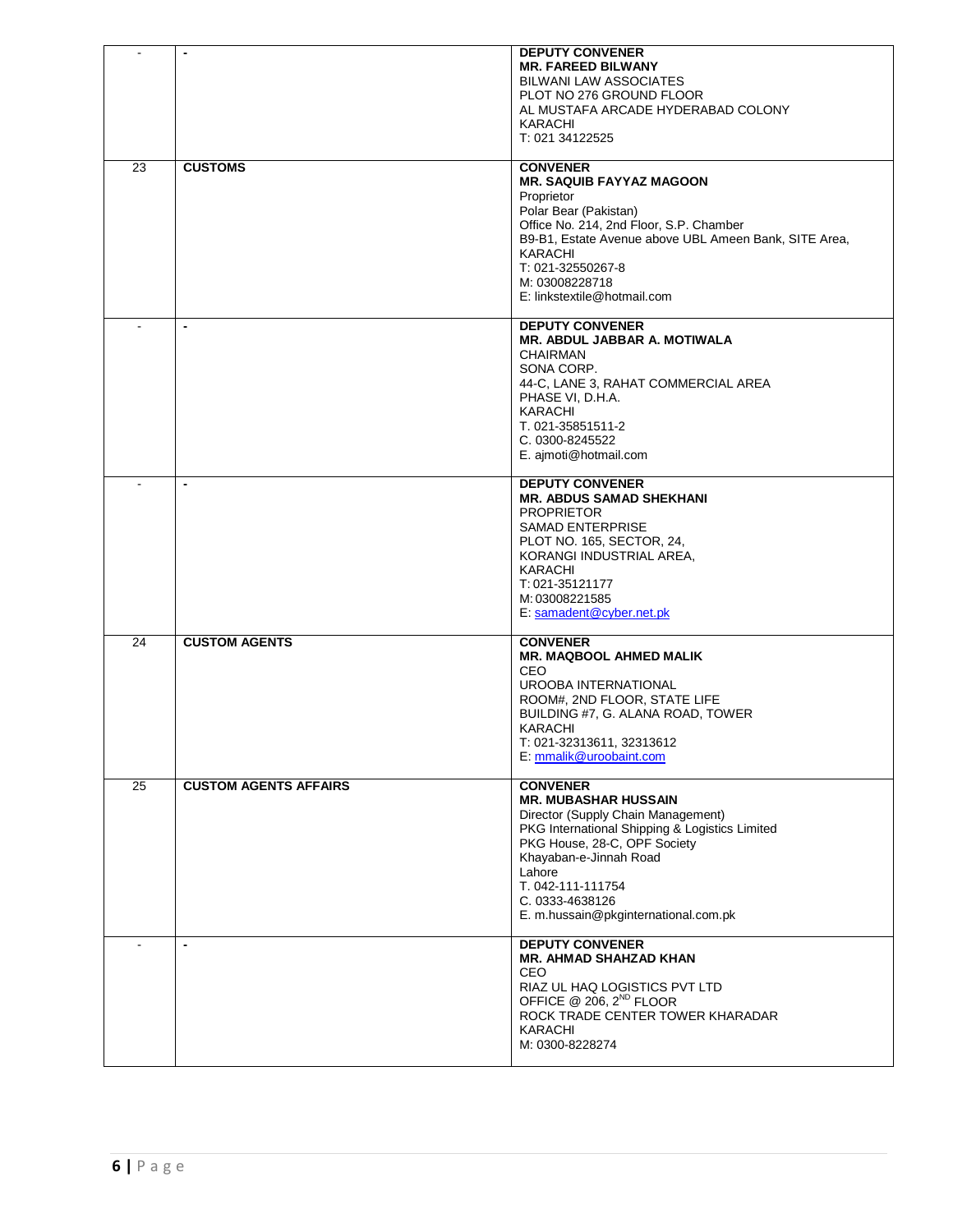| | | |
|---|---|---|
| - | - | **DEPUTY CONVENER**<br>**MR. FAREED BILWANY**<br>BILWANI LAW ASSOCIATES<br>PLOT NO 276 GROUND FLOOR<br>AL MUSTAFA ARCADE HYDERABAD COLONY<br>KARACHI<br>T: 021 34122525 |
| 23 | **CUSTOMS** | **CONVENER**<br>**MR. SAQUIB FAYYAZ MAGOON**<br>Proprietor<br>Polar Bear (Pakistan)<br>Office No. 214, 2nd Floor, S.P. Chamber<br>B9-B1, Estate Avenue above UBL Ameen Bank, SITE Area,<br>KARACHI<br>T: 021-32550267-8<br>M: 03008228718<br>E: linkstextile@hotmail.com |
| - | - | **DEPUTY CONVENER**<br>**MR. ABDUL JABBAR A. MOTIWALA**<br>CHAIRMAN<br>SONA CORP.<br>44-C, LANE 3, RAHAT COMMERCIAL AREA<br>PHASE VI, D.H.A.<br>KARACHI<br>T. 021-35851511-2<br>C. 0300-8245522<br>E. ajmoti@hotmail.com |
| - | - | **DEPUTY CONVENER**<br>**MR. ABDUS SAMAD SHEKHANI**<br>PROPRIETOR<br>SAMAD ENTERPRISE<br>PLOT NO. 165, SECTOR, 24,<br>KORANGI INDUSTRIAL AREA,<br>KARACHI<br>T: 021-35121177<br>M: 03008221585<br>E: samadent@cyber.net.pk |
| 24 | **CUSTOM AGENTS** | **CONVENER**<br>**MR. MAQBOOL AHMED MALIK**<br>CEO<br>UROOBA INTERNATIONAL<br>ROOM#, 2ND FLOOR, STATE LIFE<br>BUILDING #7, G. ALANA ROAD, TOWER<br>KARACHI<br>T: 021-32313611, 32313612<br>E: mmalik@uroobaint.com |
| 25 | **CUSTOM AGENTS AFFAIRS** | **CONVENER**<br>**MR. MUBASHAR HUSSAIN**<br>Director (Supply Chain Management)<br>PKG International Shipping & Logistics Limited<br>PKG House, 28-C, OPF Society<br>Khayaban-e-Jinnah Road<br>Lahore<br>T. 042-111-111754<br>C. 0333-4638126<br>E. m.hussain@pkginternational.com.pk |
| - | - | **DEPUTY CONVENER**<br>**MR. AHMAD SHAHZAD KHAN**<br>CEO<br>RIAZ UL HAQ LOGISTICS PVT LTD<br>OFFICE @ 206, 2ND FLOOR<br>ROCK TRADE CENTER TOWER KHARADAR<br>KARACHI<br>M: 0300-8228274 |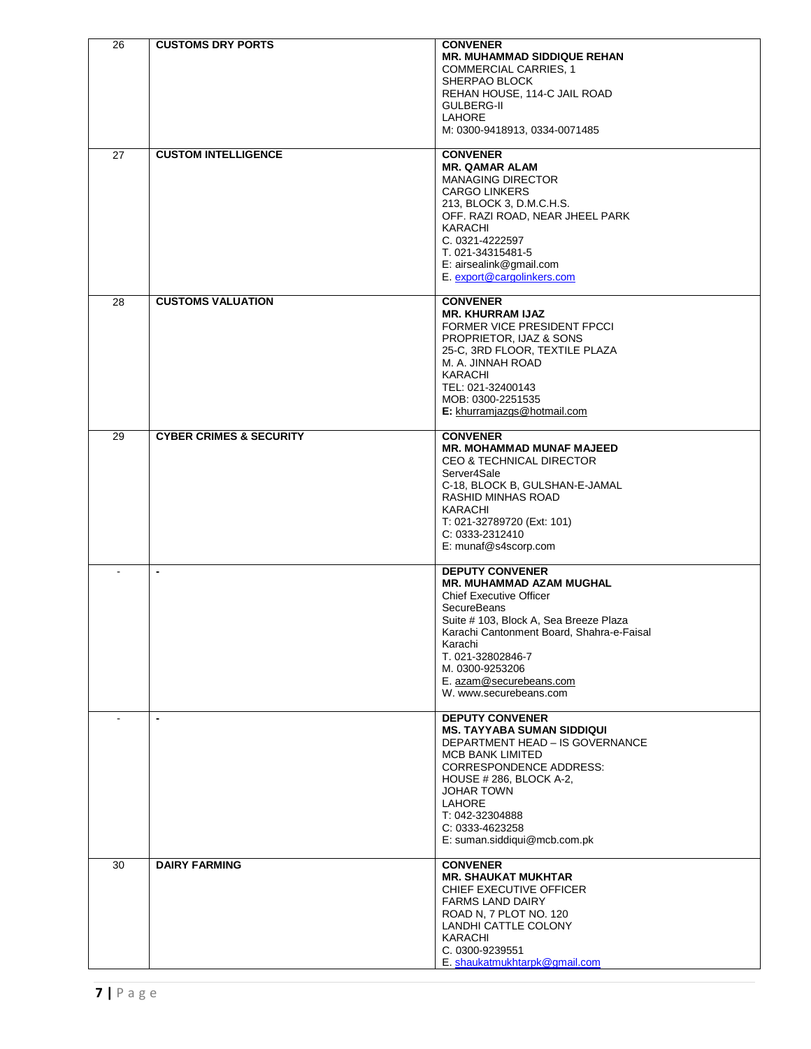| | | |
|---|---|---|
| 26 | **CUSTOMS DRY PORTS** | **CONVENER**<br>**MR. MUHAMMAD SIDDIQUE REHAN**<br>COMMERCIAL CARRIES, 1<br>SHERPAO BLOCK<br>REHAN HOUSE, 114-C JAIL ROAD<br>GULBERG-II<br>LAHORE<br>M: 0300-9418913, 0334-0071485 |
| 27 | **CUSTOM INTELLIGENCE** | **CONVENER**<br>**MR. QAMAR ALAM**<br>MANAGING DIRECTOR<br>CARGO LINKERS<br>213, BLOCK 3, D.M.C.H.S.<br>OFF. RAZI ROAD, NEAR JHEEL PARK<br>KARACHI<br>C. 0321-4222597<br>T. 021-34315481-5<br>E: airsealink@gmail.com<br>E. export@cargolinkers.com |
| 28 | **CUSTOMS VALUATION** | **CONVENER**<br>**MR. KHURRAM IJAZ**<br>FORMER VICE PRESIDENT FPCCI<br>PROPRIETOR, IJAZ & SONS<br>25-C, 3RD FLOOR, TEXTILE PLAZA<br>M. A. JINNAH ROAD<br>KARACHI<br>TEL: 021-32400143<br>MOB: 0300-2251535<br>**E:** khurramjazgs@hotmail.com |
| 29 | **CYBER CRIMES & SECURITY** | **CONVENER**<br>**MR. MOHAMMAD MUNAF MAJEED**<br>CEO & TECHNICAL DIRECTOR<br>Server4Sale<br>C-18, BLOCK B, GULSHAN-E-JAMAL<br>RASHID MINHAS ROAD<br>KARACHI<br>T: 021-32789720 (Ext: 101)<br>C: 0333-2312410<br>E: munaf@s4scorp.com |
| - | - | **DEPUTY CONVENER**<br>**MR. MUHAMMAD AZAM MUGHAL**<br>Chief Executive Officer<br>SecureBeans<br>Suite # 103, Block A, Sea Breeze Plaza<br>Karachi Cantonment Board, Shahra-e-Faisal<br>Karachi<br>T. 021-32802846-7<br>M. 0300-9253206<br>E. azam@securebeans.com<br>W. www.securebeans.com |
| - | - | **DEPUTY CONVENER**<br>**MS. TAYYABA SUMAN SIDDIQUI**<br>DEPARTMENT HEAD – IS GOVERNANCE<br>MCB BANK LIMITED<br>CORRESPONDENCE ADDRESS:<br>HOUSE # 286, BLOCK A-2,<br>JOHAR TOWN<br>LAHORE<br>T: 042-32304888<br>C: 0333-4623258<br>E: suman.siddiqui@mcb.com.pk |
| 30 | **DAIRY FARMING** | **CONVENER**<br>**MR. SHAUKAT MUKHTAR**<br>CHIEF EXECUTIVE OFFICER<br>FARMS LAND DAIRY<br>ROAD N, 7 PLOT NO. 120<br>LANDHI CATTLE COLONY<br>KARACHI<br>C. 0300-9239551<br>E. shaukatmukhtarpk@gmail.com |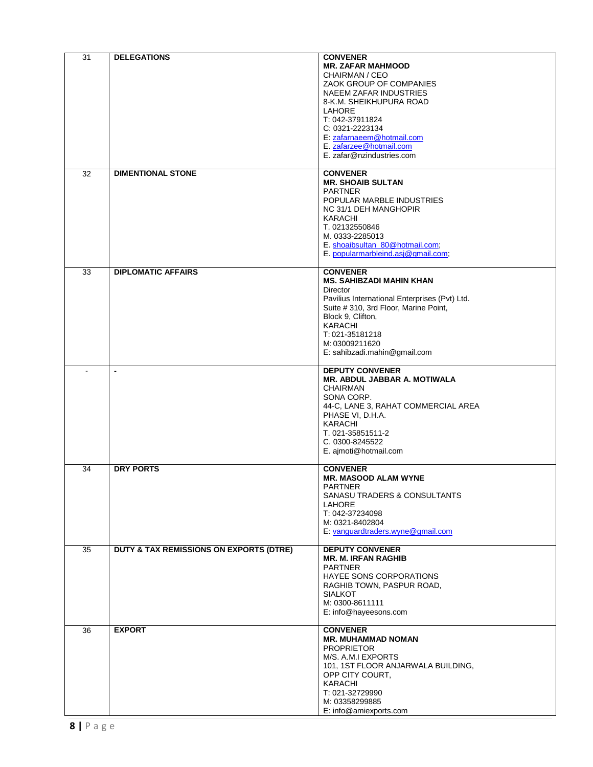| | | |
|---|---|---|
| 31 | **DELEGATIONS** | **CONVENER**<br>**MR. ZAFAR MAHMOOD**<br>CHAIRMAN / CEO<br>ZAOK GROUP OF COMPANIES<br>NAEEM ZAFAR INDUSTRIES<br>8-K.M. SHEIKHUPURA ROAD<br>LAHORE<br>T: 042-37911824<br>C: 0321-2223134<br>E: zafarnaeem@hotmail.com<br>E. zafarzee@hotmail.com<br>E. zafar@nzindustries.com |
| 32 | **DIMENTIONAL STONE** | **CONVENER**<br>**MR. SHOAIB SULTAN**<br>PARTNER<br>POPULAR MARBLE INDUSTRIES<br>NC 31/1 DEH MANGHOPIR<br>KARACHI<br>T. 02132550846<br>M. 0333-2285013<br>E. shoaibsultan_80@hotmail.com;<br>E. popularmarbleind.asj@gmail.com; |
| 33 | **DIPLOMATIC AFFAIRS** | **CONVENER**<br>**MS. SAHIBZADI MAHIN KHAN**<br>Director<br>Pavilius International Enterprises (Pvt) Ltd.<br>Suite # 310, 3rd Floor, Marine Point,<br>Block 9, Clifton,<br>KARACHI<br>T: 021-35181218<br>M: 03009211620<br>E: sahibzadi.mahin@gmail.com |
| - | **-** | **DEPUTY CONVENER**<br>**MR. ABDUL JABBAR A. MOTIWALA**<br>CHAIRMAN<br>SONA CORP.<br>44-C, LANE 3, RAHAT COMMERCIAL AREA<br>PHASE VI, D.H.A.<br>KARACHI<br>T. 021-35851511-2<br>C. 0300-8245522<br>E. ajmoti@hotmail.com |
| 34 | **DRY PORTS** | **CONVENER**<br>**MR. MASOOD ALAM WYNE**<br>PARTNER<br>SANASU TRADERS & CONSULTANTS<br>LAHORE<br>T: 042-37234098<br>M: 0321-8402804<br>E: vanguardtraders.wyne@gmail.com |
| 35 | **DUTY & TAX REMISSIONS ON EXPORTS (DTRE)** | **DEPUTY CONVENER**<br>**MR. M. IRFAN RAGHIB**<br>PARTNER<br>HAYEE SONS CORPORATIONS<br>RAGHIB TOWN, PASPUR ROAD,<br>SIALKOT<br>M: 0300-8611111<br>E: info@hayeesons.com |
| 36 | **EXPORT** | **CONVENER**<br>**MR. MUHAMMAD NOMAN**<br>PROPRIETOR<br>M/S. A.M.I EXPORTS<br>101, 1ST FLOOR ANJARWALA BUILDING,<br>OPP CITY COURT,<br>KARACHI<br>T: 021-32729990<br>M: 03358299885<br>E: info@amiexports.com |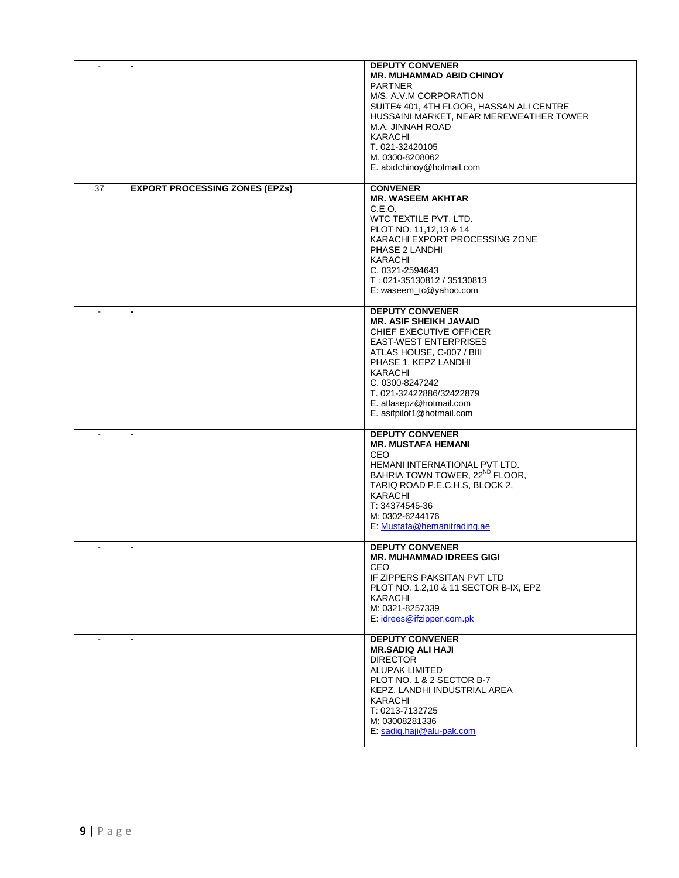| | | |
|---|---|---|
| - | - | **DEPUTY CONVENER**<br>**MR. MUHAMMAD ABID CHINOY**<br>PARTNER<br>M/S. A.V.M CORPORATION<br>SUITE# 401, 4TH FLOOR, HASSAN ALI CENTRE<br>HUSSAINI MARKET, NEAR MEREWEATHER TOWER<br>M.A. JINNAH ROAD<br>KARACHI<br>T. 021-32420105<br>M. 0300-8208062<br>E. abidchinoy@hotmail.com |
| 37 | **EXPORT PROCESSING ZONES (EPZs)** | **CONVENER**<br>**MR. WASEEM AKHTAR**<br>C.E.O.<br>WTC TEXTILE PVT. LTD.<br>PLOT NO. 11,12,13 & 14<br>KARACHI EXPORT PROCESSING ZONE<br>PHASE 2 LANDHI<br>KARACHI<br>C. 0321-2594643<br>T : 021-35130812 / 35130813<br>E: waseem_tc@yahoo.com |
| - | - | **DEPUTY CONVENER**<br>**MR. ASIF SHEIKH JAVAID**<br>CHIEF EXECUTIVE OFFICER<br>EAST-WEST ENTERPRISES<br>ATLAS HOUSE, C-007 / BIII<br>PHASE 1, KEPZ LANDHI<br>KARACHI<br>C. 0300-8247242<br>T. 021-32422886/32422879<br>E. atlasepz@hotmail.com<br>E. asifpilot1@hotmail.com |
| - | - | **DEPUTY CONVENER**<br>**MR. MUSTAFA HEMANI**<br>CEO<br>HEMANI INTERNATIONAL PVT LTD.<br>BAHRIA TOWN TOWER, 22ND FLOOR,<br>TARIQ ROAD P.E.C.H.S, BLOCK 2,<br>KARACHI<br>T: 34374545-36<br>M: 0302-6244176<br>E: Mustafa@hemanitrading.ae |
| - | - | **DEPUTY CONVENER**<br>**MR. MUHAMMAD IDREES GIGI**<br>CEO<br>IF ZIPPERS PAKSITAN PVT LTD<br>PLOT NO. 1,2,10 & 11 SECTOR B-IX, EPZ<br>KARACHI<br>M: 0321-8257339<br>E: idrees@ifzipper.com.pk |
| - | - | **DEPUTY CONVENER**<br>**MR.SADIQ ALI HAJI**<br>DIRECTOR<br>ALUPAK LIMITED<br>PLOT NO. 1 & 2 SECTOR B-7<br>KEPZ, LANDHI INDUSTRIAL AREA<br>KARACHI<br>T: 0213-7132725<br>M: 03008281336<br>E: sadiq.haji@alu-pak.com |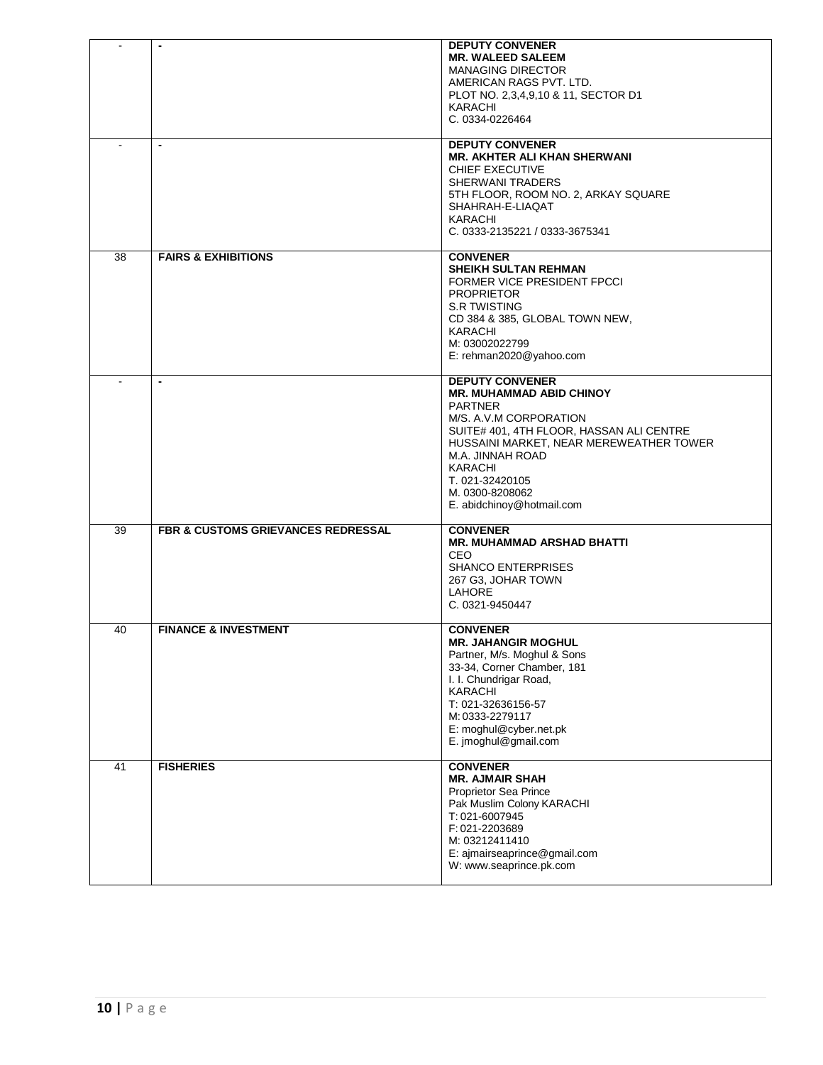| | | |
|---|---|---|
| - | - | **DEPUTY CONVENER**<br>**MR. WALEED SALEEM**<br>MANAGING DIRECTOR<br>AMERICAN RAGS PVT. LTD.<br>PLOT NO. 2,3,4,9,10 & 11, SECTOR D1<br>KARACHI<br>C. 0334-0226464 |
| - | - | **DEPUTY CONVENER**<br>**MR. AKHTER ALI KHAN SHERWANI**<br>CHIEF EXECUTIVE<br>SHERWANI TRADERS<br>5TH FLOOR, ROOM NO. 2, ARKAY SQUARE<br>SHAHRAH-E-LIAQAT<br>KARACHI<br>C. 0333-2135221 / 0333-3675341 |
| 38 | **FAIRS & EXHIBITIONS** | **CONVENER**<br>**SHEIKH SULTAN REHMAN**<br>FORMER VICE PRESIDENT FPCCI<br>PROPRIETOR<br>S.R TWISTING<br>CD 384 & 385, GLOBAL TOWN NEW,<br>KARACHI<br>M: 03002022799<br>E: rehman2020@yahoo.com |
| - | - | **DEPUTY CONVENER**<br>**MR. MUHAMMAD ABID CHINOY**<br>PARTNER<br>M/S. A.V.M CORPORATION<br>SUITE# 401, 4TH FLOOR, HASSAN ALI CENTRE<br>HUSSAINI MARKET, NEAR MEREWEATHER TOWER<br>M.A. JINNAH ROAD<br>KARACHI<br>T. 021-32420105<br>M. 0300-8208062<br>E. abidchinoy@hotmail.com |
| 39 | **FBR & CUSTOMS GRIEVANCES REDRESSAL** | **CONVENER**<br>**MR. MUHAMMAD ARSHAD BHATTI**<br>CEO<br>SHANCO ENTERPRISES<br>267 G3, JOHAR TOWN<br>LAHORE<br>C. 0321-9450447 |
| 40 | **FINANCE & INVESTMENT** | **CONVENER**<br>**MR. JAHANGIR MOGHUL**<br>Partner, M/s. Moghul & Sons<br>33-34, Corner Chamber, 181<br>I. I. Chundrigar Road,<br>KARACHI<br>T: 021-32636156-57<br>M: 0333-2279117<br>E: moghul@cyber.net.pk<br>E. jmoghul@gmail.com |
| 41 | **FISHERIES** | **CONVENER**<br>**MR. AJMAIR SHAH**<br>Proprietor Sea Prince<br>Pak Muslim Colony KARACHI<br>T: 021-6007945<br>F: 021-2203689<br>M: 03212411410<br>E: ajmairseaprince@gmail.com<br>W: www.seaprince.pk.com |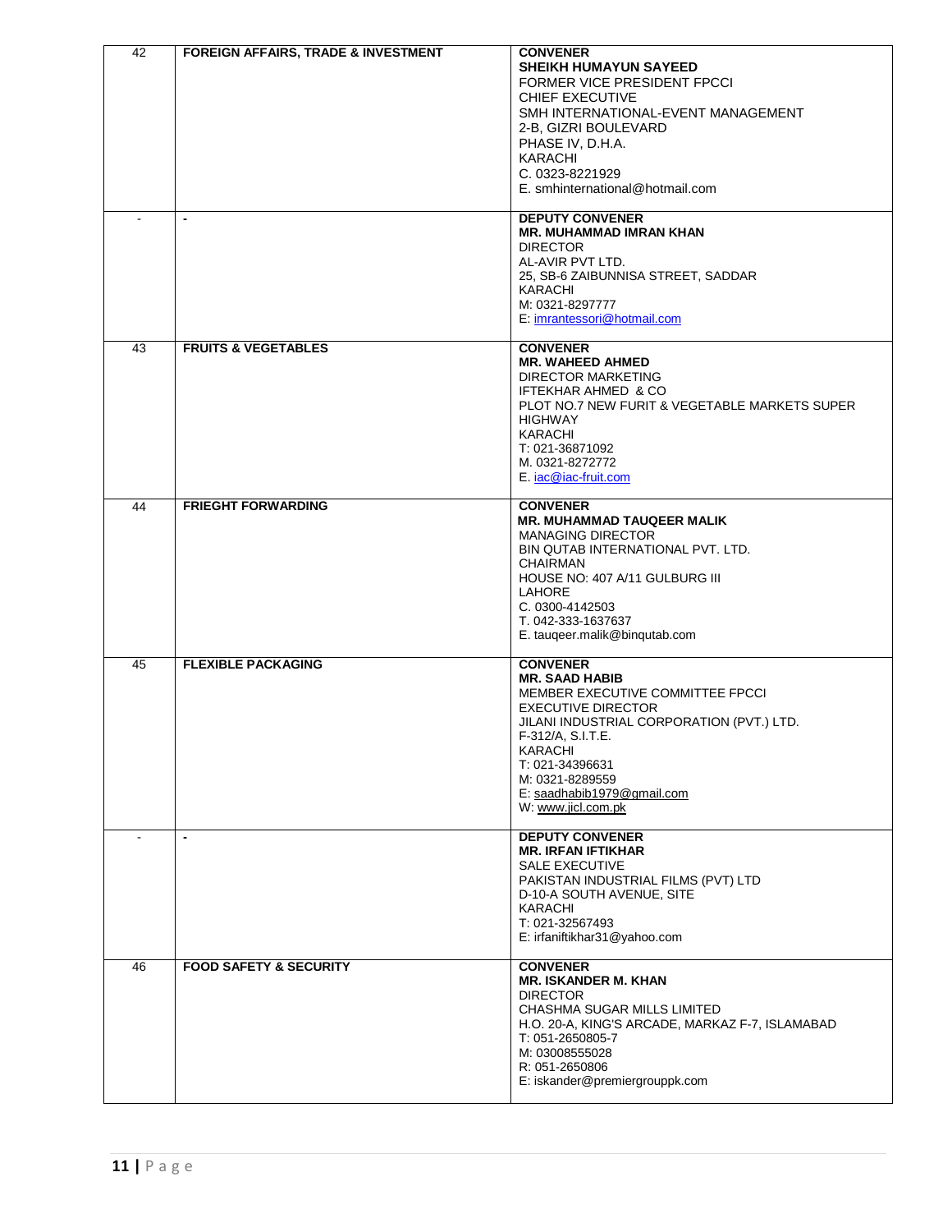| 42 | FOREIGN AFFAIRS, TRADE & INVESTMENT | **CONVENER**<br>**SHEIKH HUMAYUN SAYEED**<br>FORMER VICE PRESIDENT FPCCI<br>CHIEF EXECUTIVE<br>SMH INTERNATIONAL-EVENT MANAGEMENT<br>2-B, GIZRI BOULEVARD<br>PHASE IV, D.H.A.<br>KARACHI<br>C. 0323-8221929<br>E. smhinternational@hotmail.com |
|---|---|---|
| - | - | **DEPUTY CONVENER**<br>**MR. MUHAMMAD IMRAN KHAN**<br>DIRECTOR<br>AL-AVIR PVT LTD.<br>25, SB-6 ZAIBUNNISA STREET, SADDAR<br>KARACHI<br>M: 0321-8297777<br>E: imrantessori@hotmail.com |
| 43 | FRUITS & VEGETABLES | **CONVENER**<br>**MR. WAHEED AHMED**<br>DIRECTOR MARKETING<br>IFTEKHAR AHMED & CO<br>PLOT NO.7 NEW FURIT & VEGETABLE MARKETS SUPER HIGHWAY<br>KARACHI<br>T: 021-36871092<br>M. 0321-8272772<br>E. iac@iac-fruit.com |
| 44 | FRIEGHT FORWARDING | **CONVENER**<br>**MR. MUHAMMAD TAUQEER MALIK**<br>MANAGING DIRECTOR<br>BIN QUTAB INTERNATIONAL PVT. LTD.<br>CHAIRMAN<br>HOUSE NO: 407 A/11 GULBURG III<br>LAHORE<br>C. 0300-4142503<br>T. 042-333-1637637<br>E. tauqeer.malik@binqutab.com |
| 45 | FLEXIBLE PACKAGING | **CONVENER**<br>**MR. SAAD HABIB**<br>MEMBER EXECUTIVE COMMITTEE FPCCI<br>EXECUTIVE DIRECTOR<br>JILANI INDUSTRIAL CORPORATION (PVT.) LTD.<br>F-312/A, S.I.T.E.<br>KARACHI<br>T: 021-34396631<br>M: 0321-8289559<br>E: saadhabib1979@gmail.com<br>W: www.jicl.com.pk |
| - | - | **DEPUTY CONVENER**<br>**MR. IRFAN IFTIKHAR**<br>SALE EXECUTIVE<br>PAKISTAN INDUSTRIAL FILMS (PVT) LTD<br>D-10-A SOUTH AVENUE, SITE<br>KARACHI<br>T: 021-32567493<br>E: irfaniftikhar31@yahoo.com |
| 46 | FOOD SAFETY & SECURITY | **CONVENER**<br>**MR. ISKANDER M. KHAN**<br>DIRECTOR<br>CHASHMA SUGAR MILLS LIMITED<br>H.O. 20-A, KING'S ARCADE, MARKAZ F-7, ISLAMABAD<br>T: 051-2650805-7<br>M: 03008555028<br>R: 051-2650806<br>E: iskander@premiergrouppk.com |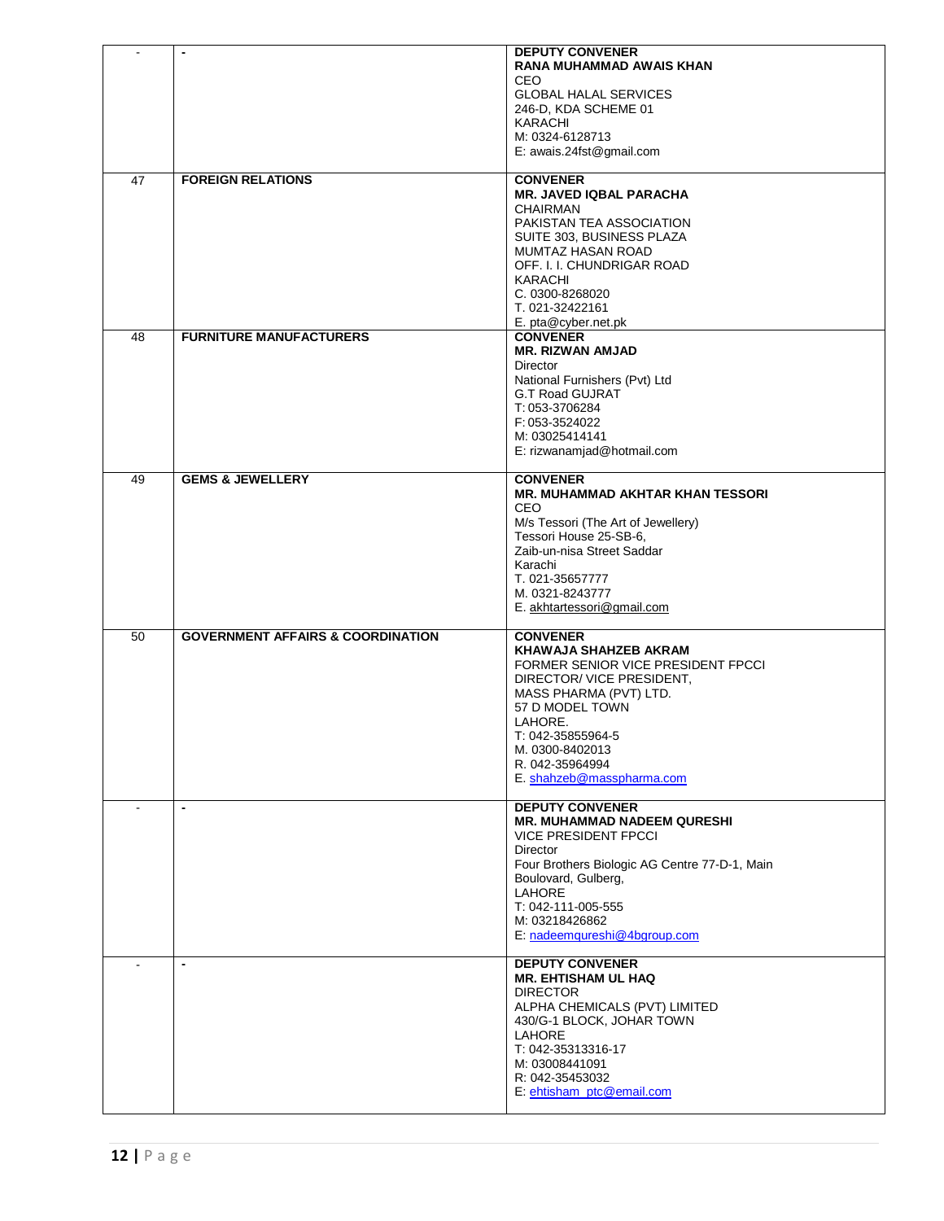| - | - | **DEPUTY CONVENER**<br>**RANA MUHAMMAD AWAIS KHAN**<br>CEO<br>GLOBAL HALAL SERVICES<br>246-D, KDA SCHEME 01<br>KARACHI<br>M: 0324-6128713<br>E: awais.24fst@gmail.com |
|---|---|---|
| 47 | **FOREIGN RELATIONS** | **CONVENER**<br>**MR. JAVED IQBAL PARACHA**<br>CHAIRMAN<br>PAKISTAN TEA ASSOCIATION<br>SUITE 303, BUSINESS PLAZA<br>MUMTAZ HASAN ROAD<br>OFF. I. I. CHUNDRIGAR ROAD<br>KARACHI<br>C. 0300-8268020<br>T. 021-32422161<br>E. pta@cyber.net.pk |
| 48 | **FURNITURE MANUFACTURERS** | **CONVENER**<br>**MR. RIZWAN AMJAD**<br>Director<br>National Furnishers (Pvt) Ltd<br>G.T Road GUJRAT<br>T: 053-3706284<br>F: 053-3524022<br>M: 03025414141<br>E: rizwanamjad@hotmail.com |
| 49 | **GEMS & JEWELLERY** | **CONVENER**<br>**MR. MUHAMMAD AKHTAR KHAN TESSORI**<br>CEO<br>M/s Tessori (The Art of Jewellery)<br>Tessori House 25-SB-6,<br>Zaib-un-nisa Street Saddar<br>Karachi<br>T. 021-35657777<br>M. 0321-8243777<br>E. akhtartessori@gmail.com |
| 50 | **GOVERNMENT AFFAIRS & COORDINATION** | **CONVENER**<br>**KHAWAJA SHAHZEB AKRAM**<br>FORMER SENIOR VICE PRESIDENT FPCCI<br>DIRECTOR/ VICE PRESIDENT,<br>MASS PHARMA (PVT) LTD.<br>57 D MODEL TOWN<br>LAHORE.<br>T: 042-35855964-5<br>M. 0300-8402013<br>R. 042-35964994<br>E. shahzeb@masspharma.com |
| - | - | **DEPUTY CONVENER**<br>**MR. MUHAMMAD NADEEM QURESHI**<br>VICE PRESIDENT FPCCI<br>Director<br>Four Brothers Biologic AG Centre 77-D-1, Main Boulovard, Gulberg,<br>LAHORE<br>T: 042-111-005-555<br>M: 03218426862<br>E: nadeemqureshi@4bgroup.com |
| - | - | **DEPUTY CONVENER**<br>**MR. EHTISHAM UL HAQ**<br>DIRECTOR<br>ALPHA CHEMICALS (PVT) LIMITED<br>430/G-1 BLOCK, JOHAR TOWN<br>LAHORE<br>T: 042-35313316-17<br>M: 03008441091<br>R: 042-35453032<br>E: ehtisham_ptc@email.com |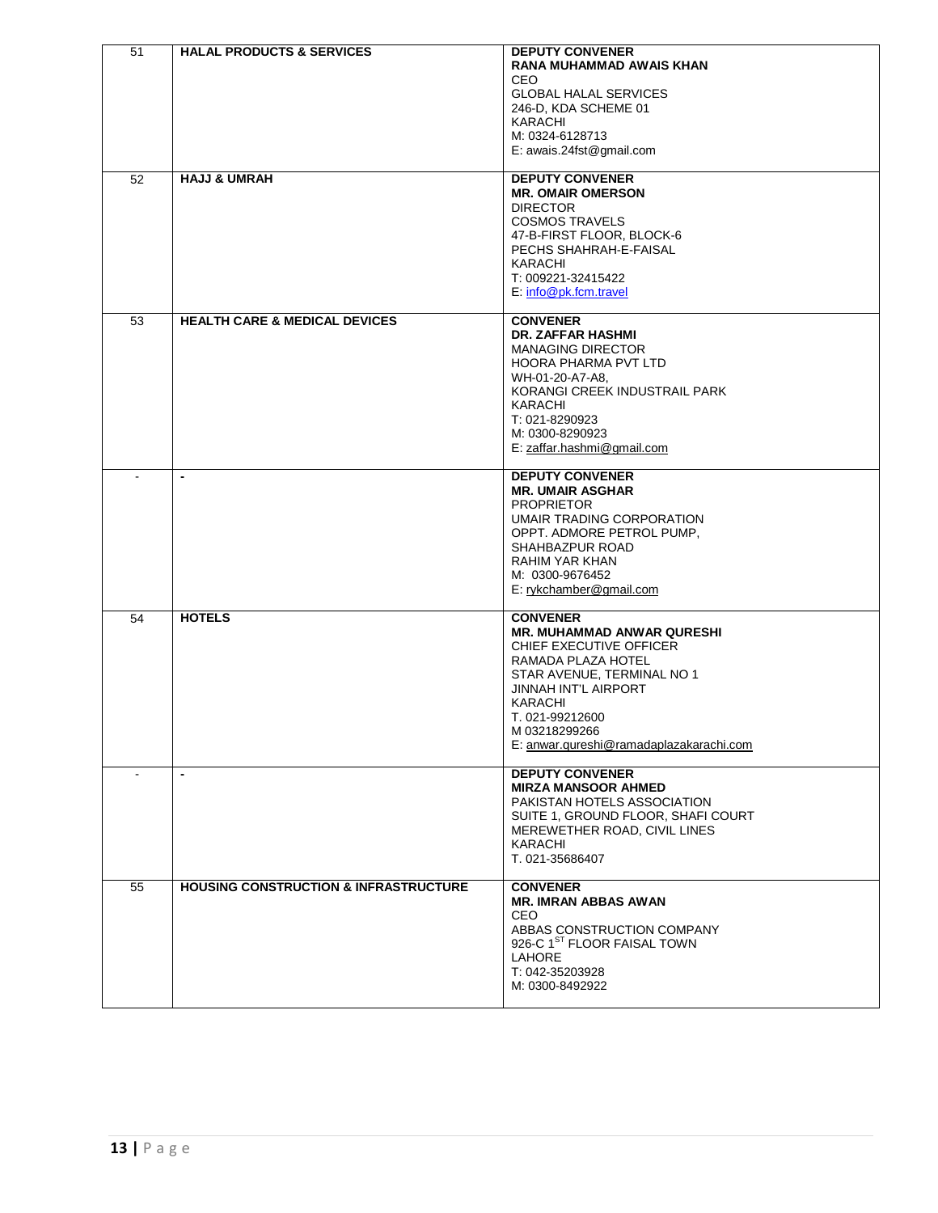| | | |
|---|---|---|
| 51 | **HALAL PRODUCTS & SERVICES** | **DEPUTY CONVENER**<br>**RANA MUHAMMAD AWAIS KHAN**<br>CEO<br>GLOBAL HALAL SERVICES<br>246-D, KDA SCHEME 01<br>KARACHI<br>M: 0324-6128713<br>E: awais.24fst@gmail.com |
| 52 | **HAJJ & UMRAH** | **DEPUTY CONVENER**<br>**MR. OMAIR OMERSON**<br>DIRECTOR<br>COSMOS TRAVELS<br>47-B-FIRST FLOOR, BLOCK-6<br>PECHS SHAHRAH-E-FAISAL<br>KARACHI<br>T: 009221-32415422<br>E: info@pk.fcm.travel |
| 53 | **HEALTH CARE & MEDICAL DEVICES** | **CONVENER**<br>**DR. ZAFFAR HASHMI**<br>MANAGING DIRECTOR<br>HOORA PHARMA PVT LTD<br>WH-01-20-A7-A8,<br>KORANGI CREEK INDUSTRAIL PARK<br>KARACHI<br>T: 021-8290923<br>M: 0300-8290923<br>E: zaffar.hashmi@gmail.com |
| - | - | **DEPUTY CONVENER**<br>**MR. UMAIR ASGHAR**<br>PROPRIETOR<br>UMAIR TRADING CORPORATION<br>OPPT. ADMORE PETROL PUMP,<br>SHAHBAZPUR ROAD<br>RAHIM YAR KHAN<br>M: 0300-9676452<br>E: rykchamber@gmail.com |
| 54 | **HOTELS** | **CONVENER**<br>**MR. MUHAMMAD ANWAR QURESHI**<br>CHIEF EXECUTIVE OFFICER<br>RAMADA PLAZA HOTEL<br>STAR AVENUE, TERMINAL NO 1<br>JINNAH INT'L AIRPORT<br>KARACHI<br>T. 021-99212600<br>M 03218299266<br>E: anwar.qureshi@ramadaplazakarachi.com |
| - | - | **DEPUTY CONVENER**<br>**MIRZA MANSOOR AHMED**<br>PAKISTAN HOTELS ASSOCIATION<br>SUITE 1, GROUND FLOOR, SHAFI COURT<br>MEREWETHER ROAD, CIVIL LINES<br>KARACHI<br>T. 021-35686407 |
| 55 | **HOUSING CONSTRUCTION & INFRASTRUCTURE** | **CONVENER**<br>**MR. IMRAN ABBAS AWAN**<br>CEO<br>ABBAS CONSTRUCTION COMPANY<br>926-C 1ST FLOOR FAISAL TOWN<br>LAHORE<br>T: 042-35203928<br>M: 0300-8492922 |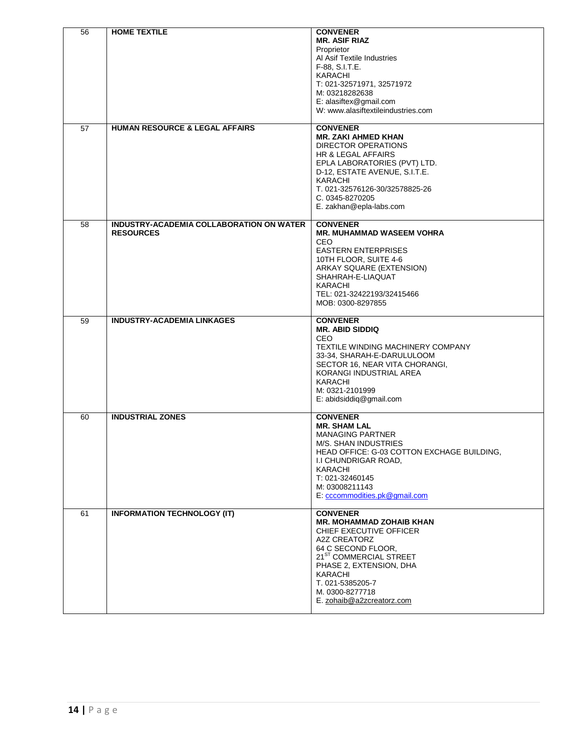| | | |
|---|---|---|
| 56 | **HOME TEXTILE** | **CONVENER**<br>**MR. ASIF RIAZ**<br>Proprietor<br>Al Asif Textile Industries<br>F-88, S.I.T.E.<br>KARACHI<br>T: 021-32571971, 32571972<br>M: 03218282638<br>E: alasiftex@gmail.com<br>W: www.alasiftextileindustries.com |
| 57 | **HUMAN RESOURCE & LEGAL AFFAIRS** | **CONVENER**<br>**MR. ZAKI AHMED KHAN**<br>DIRECTOR OPERATIONS<br>HR & LEGAL AFFAIRS<br>EPLA LABORATORIES (PVT) LTD.<br>D-12, ESTATE AVENUE, S.I.T.E.<br>KARACHI<br>T. 021-32576126-30/32578825-26<br>C. 0345-8270205<br>E. zakhan@epla-labs.com |
| 58 | **INDUSTRY-ACADEMIA COLLABORATION ON WATER RESOURCES** | **CONVENER**<br>**MR. MUHAMMAD WASEEM VOHRA**<br>CEO<br>EASTERN ENTERPRISES<br>10TH FLOOR, SUITE 4-6<br>ARKAY SQUARE (EXTENSION)<br>SHAHRAH-E-LIAQUAT<br>KARACHI<br>TEL: 021-32422193/32415466<br>MOB: 0300-8297855 |
| 59 | **INDUSTRY-ACADEMIA LINKAGES** | **CONVENER**<br>**MR. ABID SIDDIQ**<br>CEO<br>TEXTILE WINDING MACHINERY COMPANY<br>33-34, SHARAH-E-DARULULOOM<br>SECTOR 16, NEAR VITA CHORANGI,<br>KORANGI INDUSTRIAL AREA<br>KARACHI<br>M: 0321-2101999<br>E: abidsiddiq@gmail.com |
| 60 | **INDUSTRIAL ZONES** | **CONVENER**<br>**MR. SHAM LAL**<br>MANAGING PARTNER<br>M/S. SHAN INDUSTRIES<br>HEAD OFFICE: G-03 COTTON EXCHAGE BUILDING,<br>I.I CHUNDRIGAR ROAD,<br>KARACHI<br>T: 021-32460145<br>M: 03008211143<br>E: cccommodities.pk@gmail.com |
| 61 | **INFORMATION TECHNOLOGY (IT)** | **CONVENER**<br>**MR. MOHAMMAD ZOHAIB KHAN**<br>CHIEF EXECUTIVE OFFICER<br>A2Z CREATORZ<br>64 C SECOND FLOOR,<br>21ST COMMERCIAL STREET<br>PHASE 2, EXTENSION, DHA<br>KARACHI<br>T. 021-5385205-7<br>M. 0300-8277718<br>E. zohaib@a2zcreatorz.com |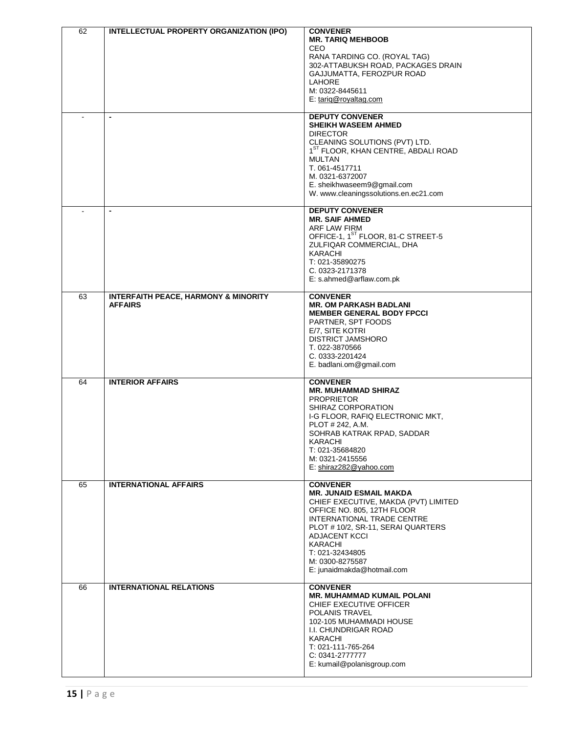| | | |
|---|---|---|
| 62 | **INTELLECTUAL PROPERTY ORGANIZATION (IPO)** | **CONVENER**<br>**MR. TARIQ MEHBOOB**<br>CEO<br>RANA TARDING CO. (ROYAL TAG)<br>302-ATTABUKSH ROAD, PACKAGES DRAIN<br>GAJJUMATTA, FEROZPUR ROAD<br>LAHORE<br>M: 0322-8445611<br>E: tariq@royaltag.com |
| - | **-** | **DEPUTY CONVENER**<br>**SHEIKH WASEEM AHMED**<br>DIRECTOR<br>CLEANING SOLUTIONS (PVT) LTD.<br>1ST FLOOR, KHAN CENTRE, ABDALI ROAD<br>MULTAN<br>T. 061-4517711<br>M. 0321-6372007<br>E. sheikhwaseem9@gmail.com<br>W. www.cleaningssolutions.en.ec21.com |
| - | **-** | **DEPUTY CONVENER**<br>**MR. SAIF AHMED**<br>ARF LAW FIRM<br>OFFICE-1, 1ST FLOOR, 81-C STREET-5<br>ZULFIQAR COMMERCIAL, DHA<br>KARACHI<br>T: 021-35890275<br>C. 0323-2171378<br>E: s.ahmed@arflaw.com.pk |
| 63 | **INTERFAITH PEACE, HARMONY & MINORITY AFFAIRS** | **CONVENER**<br>**MR. OM PARKASH BADLANI**<br>**MEMBER GENERAL BODY FPCCI**<br>PARTNER, SPT FOODS<br>E/7, SITE KOTRI<br>DISTRICT JAMSHORO<br>T. 022-3870566<br>C. 0333-2201424<br>E. badlani.om@gmail.com |
| 64 | **INTERIOR AFFAIRS** | **CONVENER**<br>**MR. MUHAMMAD SHIRAZ**<br>PROPRIETOR<br>SHIRAZ CORPORATION<br>I-G FLOOR, RAFIQ ELECTRONIC MKT,<br>PLOT # 242, A.M.<br>SOHRAB KATRAK RPAD, SADDAR<br>KARACHI<br>T: 021-35684820<br>M: 0321-2415556<br>E: shiraz282@yahoo.com |
| 65 | **INTERNATIONAL AFFAIRS** | **CONVENER**<br>**MR. JUNAID ESMAIL MAKDA**<br>CHIEF EXECUTIVE, MAKDA (PVT) LIMITED<br>OFFICE NO. 805, 12TH FLOOR<br>INTERNATIONAL TRADE CENTRE<br>PLOT # 10/2, SR-11, SERAI QUARTERS<br>ADJACENT KCCI<br>KARACHI<br>T: 021-32434805<br>M: 0300-8275587<br>E: junaidmakda@hotmail.com |
| 66 | **INTERNATIONAL RELATIONS** | **CONVENER**<br>**MR. MUHAMMAD KUMAIL POLANI**<br>CHIEF EXECUTIVE OFFICER<br>POLANIS TRAVEL<br>102-105 MUHAMMADI HOUSE<br>I.I. CHUNDRIGAR ROAD<br>KARACHI<br>T: 021-111-765-264<br>C: 0341-2777777<br>E: kumail@polanisgroup.com |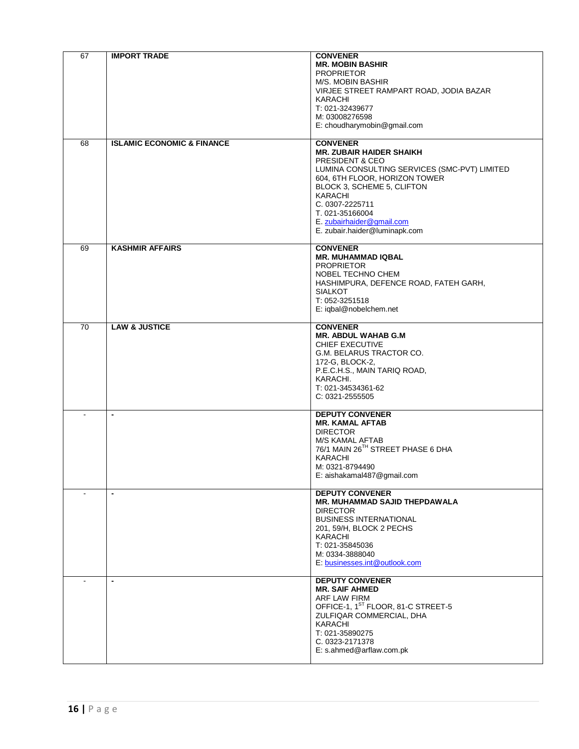| | | |
|---|---|---|
| 67 | **IMPORT TRADE** | **CONVENER**<br>**MR. MOBIN BASHIR**<br>PROPRIETOR<br>M/S. MOBIN BASHIR<br>VIRJEE STREET RAMPART ROAD, JODIA BAZAR<br>KARACHI<br>T: 021-32439677<br>M: 03008276598<br>E: choudharymobin@gmail.com |
| 68 | **ISLAMIC ECONOMIC & FINANCE** | **CONVENER**<br>**MR. ZUBAIR HAIDER SHAIKH**<br>PRESIDENT & CEO<br>LUMINA CONSULTING SERVICES (SMC-PVT) LIMITED<br>604, 6TH FLOOR, HORIZON TOWER<br>BLOCK 3, SCHEME 5, CLIFTON<br>KARACHI<br>C. 0307-2225711<br>T. 021-35166004<br>E. zubairhaider@gmail.com<br>E. zubair.haider@luminapk.com |
| 69 | **KASHMIR AFFAIRS** | **CONVENER**<br>**MR. MUHAMMAD IQBAL**<br>PROPRIETOR<br>NOBEL TECHNO CHEM<br>HASHIMPURA, DEFENCE ROAD, FATEH GARH,<br>SIALKOT<br>T: 052-3251518<br>E: iqbal@nobelchem.net |
| 70 | **LAW & JUSTICE** | **CONVENER**<br>**MR. ABDUL WAHAB G.M**<br>CHIEF EXECUTIVE<br>G.M. BELARUS TRACTOR CO.<br>172-G, BLOCK-2,<br>P.E.C.H.S., MAIN TARIQ ROAD,<br>KARACHI.<br>T: 021-34534361-62<br>C: 0321-2555505 |
| - | - | **DEPUTY CONVENER**<br>**MR. KAMAL AFTAB**<br>DIRECTOR<br>M/S KAMAL AFTAB<br>76/1 MAIN 26TH STREET PHASE 6 DHA<br>KARACHI<br>M: 0321-8794490<br>E: aishakamal487@gmail.com |
| - | - | **DEPUTY CONVENER**<br>**MR. MUHAMMAD SAJID THEPDAWALA**<br>DIRECTOR<br>BUSINESS INTERNATIONAL<br>201, 59/H, BLOCK 2 PECHS<br>KARACHI<br>T: 021-35845036<br>M: 0334-3888040<br>E: businesses.int@outlook.com |
| - | - | **DEPUTY CONVENER**<br>**MR. SAIF AHMED**<br>ARF LAW FIRM<br>OFFICE-1, 1ST FLOOR, 81-C STREET-5<br>ZULFIQAR COMMERCIAL, DHA<br>KARACHI<br>T: 021-35890275<br>C. 0323-2171378<br>E: s.ahmed@arflaw.com.pk |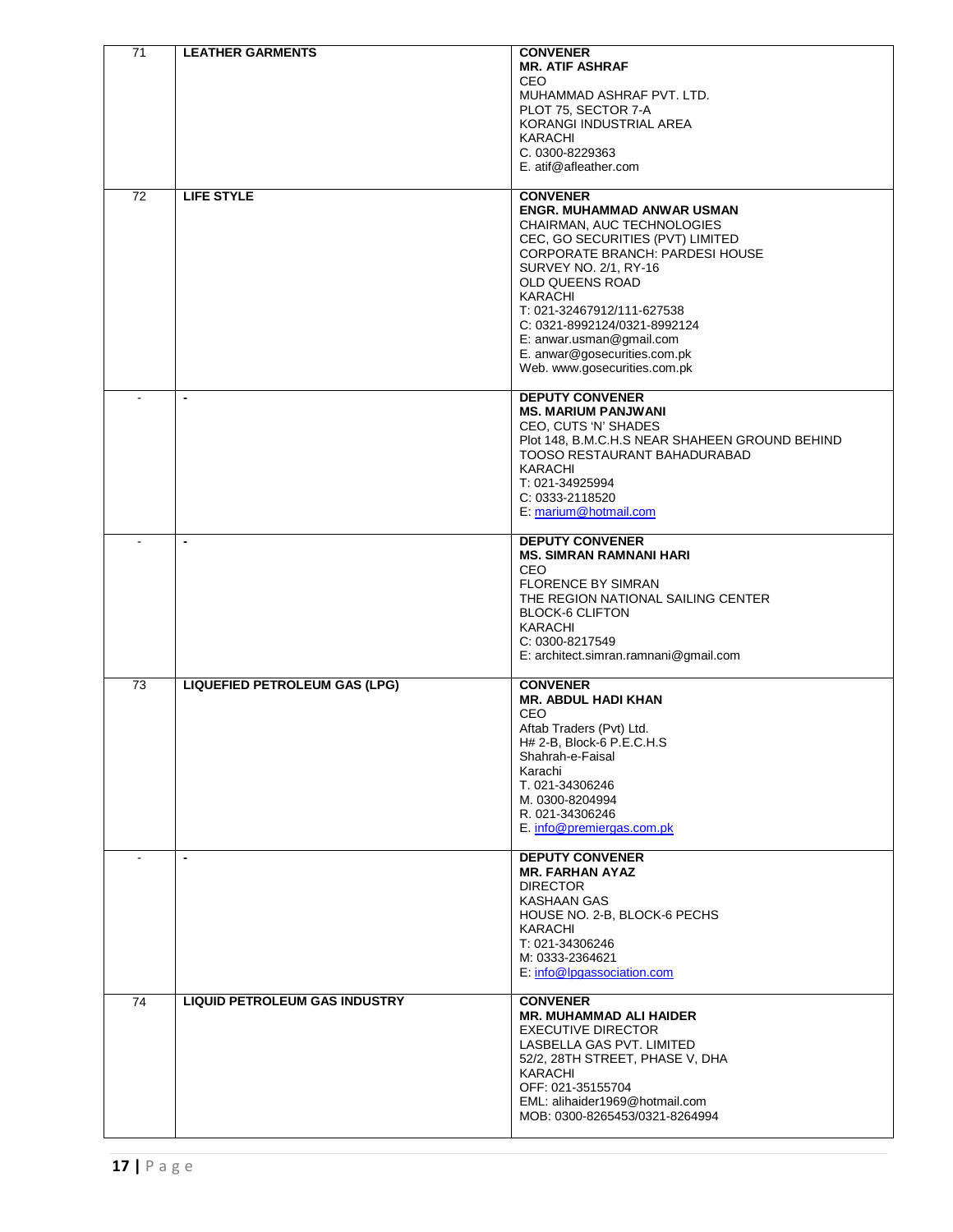| | | |
|---|---|---|
| 71 | **LEATHER GARMENTS** | **CONVENER**<br>**MR. ATIF ASHRAF**<br>CEO<br>MUHAMMAD ASHRAF PVT. LTD.<br>PLOT 75, SECTOR 7-A<br>KORANGI INDUSTRIAL AREA<br>KARACHI<br>C. 0300-8229363<br>E. atif@afleather.com |
| 72 | **LIFE STYLE** | **CONVENER**<br>**ENGR. MUHAMMAD ANWAR USMAN**<br>CHAIRMAN, AUC TECHNOLOGIES<br>CEC, GO SECURITIES (PVT) LIMITED<br>CORPORATE BRANCH: PARDESI HOUSE<br>SURVEY NO. 2/1, RY-16<br>OLD QUEENS ROAD<br>KARACHI<br>T: 021-32467912/111-627538<br>C: 0321-8992124/0321-8992124<br>E: anwar.usman@gmail.com<br>E. anwar@gosecurities.com.pk<br>Web. www.gosecurities.com.pk |
| - | **-** | **DEPUTY CONVENER**<br>**MS. MARIUM PANJWANI**<br>CEO, CUTS 'N' SHADES<br>Plot 148, B.M.C.H.S NEAR SHAHEEN GROUND BEHIND TOOSO RESTAURANT BAHADURABAD<br>KARACHI<br>T: 021-34925994<br>C: 0333-2118520<br>E: marium@hotmail.com |
| - | **-** | **DEPUTY CONVENER**<br>**MS. SIMRAN RAMNANI HARI**<br>CEO<br>FLORENCE BY SIMRAN<br>THE REGION NATIONAL SAILING CENTER<br>BLOCK-6 CLIFTON<br>KARACHI<br>C: 0300-8217549<br>E: architect.simran.ramnani@gmail.com |
| 73 | **LIQUEFIED PETROLEUM GAS (LPG)** | **CONVENER**<br>**MR. ABDUL HADI KHAN**<br>CEO<br>Aftab Traders (Pvt) Ltd.<br>H# 2-B, Block-6 P.E.C.H.S<br>Shahrah-e-Faisal<br>Karachi<br>T. 021-34306246<br>M. 0300-8204994<br>R. 021-34306246<br>E. info@premiergas.com.pk |
| - | **-** | **DEPUTY CONVENER**<br>**MR. FARHAN AYAZ**<br>DIRECTOR<br>KASHAAN GAS<br>HOUSE NO. 2-B, BLOCK-6 PECHS<br>KARACHI<br>T: 021-34306246<br>M: 0333-2364621<br>E: info@lpgassociation.com |
| 74 | **LIQUID PETROLEUM GAS INDUSTRY** | **CONVENER**<br>**MR. MUHAMMAD ALI HAIDER**<br>EXECUTIVE DIRECTOR<br>LASBELLA GAS PVT. LIMITED<br>52/2, 28TH STREET, PHASE V, DHA<br>KARACHI<br>OFF: 021-35155704<br>EML: alihaider1969@hotmail.com<br>MOB: 0300-8265453/0321-8264994 |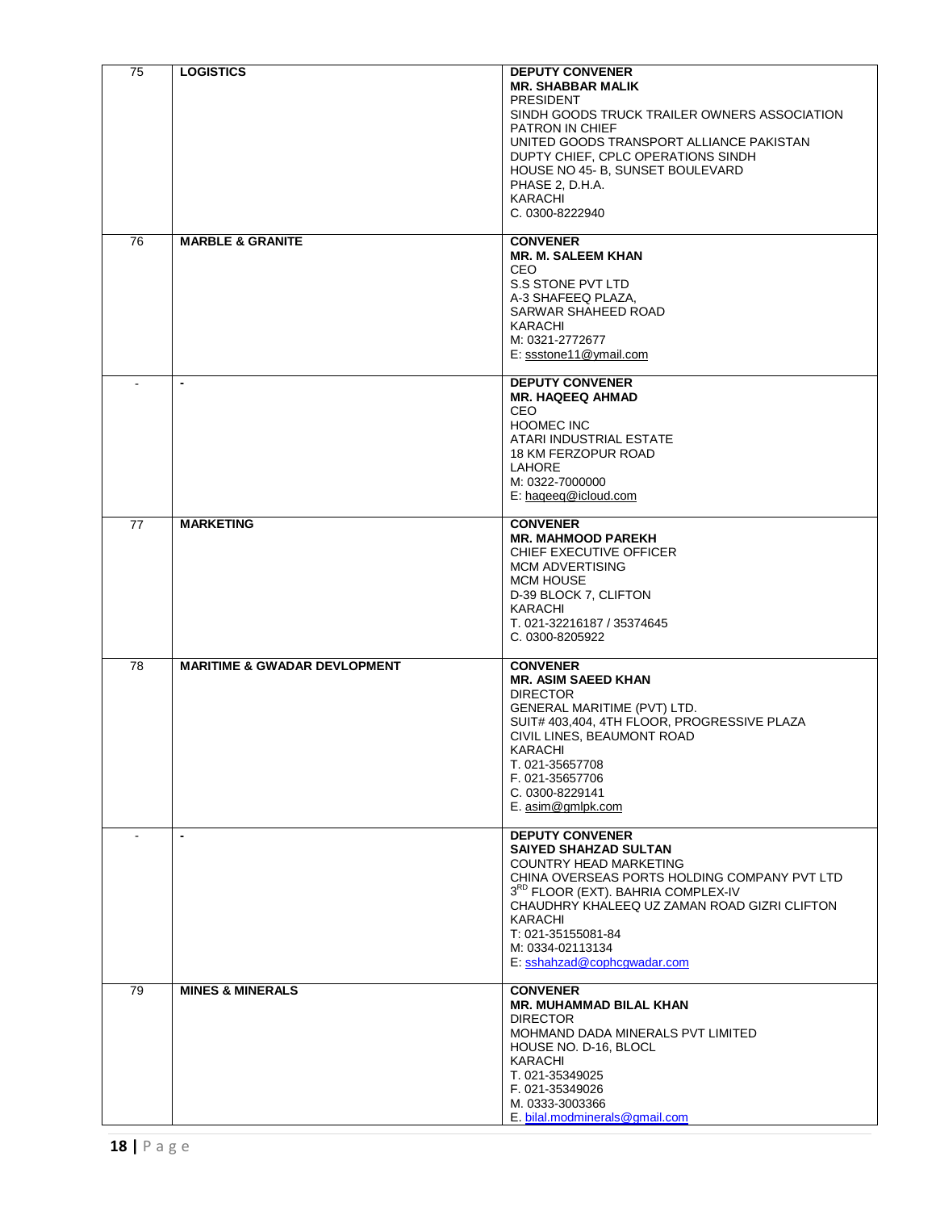| | | |
|---|---|---|
| 75 | **LOGISTICS** | **DEPUTY CONVENER**<br>**MR. SHABBAR MALIK**<br>PRESIDENT<br>SINDH GOODS TRUCK TRAILER OWNERS ASSOCIATION<br>PATRON IN CHIEF<br>UNITED GOODS TRANSPORT ALLIANCE PAKISTAN<br>DUPTY CHIEF, CPLC OPERATIONS SINDH<br>HOUSE NO 45- B, SUNSET BOULEVARD<br>PHASE 2, D.H.A.<br>KARACHI<br>C. 0300-8222940 |
| 76 | **MARBLE & GRANITE** | **CONVENER**<br>**MR. M. SALEEM KHAN**<br>CEO<br>S.S STONE PVT LTD<br>A-3 SHAFEEQ PLAZA,<br>SARWAR SHAHEED ROAD<br>KARACHI<br>M: 0321-2772677<br>E: ssstone11@ymail.com |
| - | - | **DEPUTY CONVENER**<br>**MR. HAQEEQ AHMAD**<br>CEO<br>HOOMEC INC<br>ATARI INDUSTRIAL ESTATE<br>18 KM FERZOPUR ROAD<br>LAHORE<br>M: 0322-7000000<br>E: haqeeq@icloud.com |
| 77 | **MARKETING** | **CONVENER**<br>**MR. MAHMOOD PAREKH**<br>CHIEF EXECUTIVE OFFICER<br>MCM ADVERTISING<br>MCM HOUSE<br>D-39 BLOCK 7, CLIFTON<br>KARACHI<br>T. 021-32216187 / 35374645<br>C. 0300-8205922 |
| 78 | **MARITIME & GWADAR DEVLOPMENT** | **CONVENER**<br>**MR. ASIM SAEED KHAN**<br>DIRECTOR<br>GENERAL MARITIME (PVT) LTD.<br>SUIT# 403,404, 4TH FLOOR, PROGRESSIVE PLAZA<br>CIVIL LINES, BEAUMONT ROAD<br>KARACHI<br>T. 021-35657708<br>F. 021-35657706<br>C. 0300-8229141<br>E. asim@gmlpk.com |
| - | - | **DEPUTY CONVENER**<br>**SAIYED SHAHZAD SULTAN**<br>COUNTRY HEAD MARKETING<br>CHINA OVERSEAS PORTS HOLDING COMPANY PVT LTD<br>3RD FLOOR (EXT). BAHRIA COMPLEX-IV<br>CHAUDHRY KHALEEQ UZ ZAMAN ROAD GIZRI CLIFTON<br>KARACHI<br>T: 021-35155081-84<br>M: 0334-02113134<br>E: sshahzad@cophcgwadar.com |
| 79 | **MINES & MINERALS** | **CONVENER**<br>**MR. MUHAMMAD BILAL KHAN**<br>DIRECTOR<br>MOHMAND DADA MINERALS PVT LIMITED<br>HOUSE NO. D-16, BLOCL<br>KARACHI<br>T. 021-35349025<br>F. 021-35349026<br>M. 0333-3003366<br>E. bilal.modminerals@gmail.com |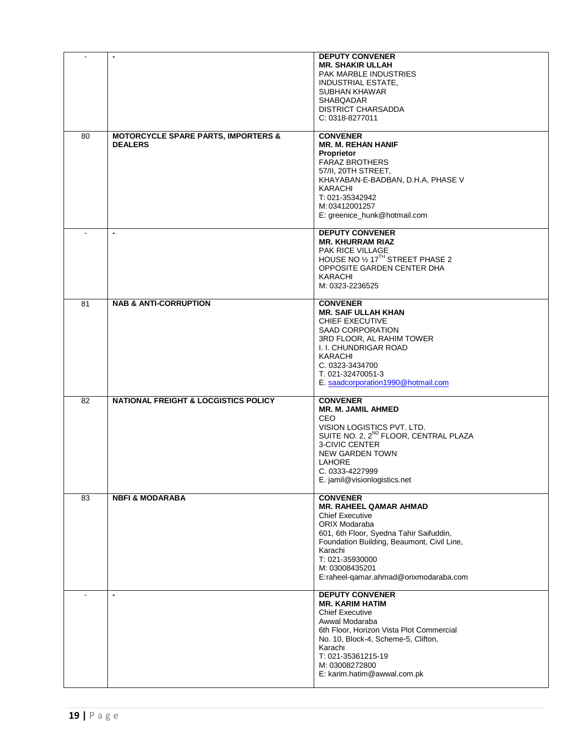| - | - | **DEPUTY CONVENER**<br>**MR. SHAKIR ULLAH**<br>PAK MARBLE INDUSTRIES<br>INDUSTRIAL ESTATE,<br>SUBHAN KHAWAR<br>SHABQADAR<br>DISTRICT CHARSADDA<br>C: 0318-8277011 |
|---|---|---|
| 80 | **MOTORCYCLE SPARE PARTS, IMPORTERS & DEALERS** | **CONVENER**<br>**MR. M. REHAN HANIF**<br>**Proprietor**<br>FARAZ BROTHERS<br>57/II, 20TH STREET,<br>KHAYABAN-E-BADBAN, D.H.A, PHASE V<br>KARACHI<br>T: 021-35342942<br>M: 03412001257<br>E: greenice_hunk@hotmail.com |
| - | - | **DEPUTY CONVENER**<br>**MR. KHURRAM RIAZ**<br>PAK RICE VILLAGE<br>HOUSE NO ½ 17TH STREET PHASE 2<br>OPPOSITE GARDEN CENTER DHA<br>KARACHI<br>M: 0323-2236525 |
| 81 | **NAB & ANTI-CORRUPTION** | **CONVENER**<br>**MR. SAIF ULLAH KHAN**<br>CHIEF EXECUTIVE<br>SAAD CORPORATION<br>3RD FLOOR, AL RAHIM TOWER<br>I. I. CHUNDRIGAR ROAD<br>KARACHI<br>C. 0323-3434700<br>T. 021-32470051-3<br>E. saadcorporation1990@hotmail.com |
| 82 | **NATIONAL FREIGHT & LOCGISTICS POLICY** | **CONVENER**<br>**MR. M. JAMIL AHMED**<br>CEO<br>VISION LOGISTICS PVT. LTD.<br>SUITE NO. 2, 2ND FLOOR, CENTRAL PLAZA<br>3-CIVIC CENTER<br>NEW GARDEN TOWN<br>LAHORE<br>C. 0333-4227999<br>E. jamil@visionlogistics.net |
| 83 | **NBFI & MODARABA** | **CONVENER**<br>**MR. RAHEEL QAMAR AHMAD**<br>Chief Executive<br>ORIX Modaraba<br>601, 6th Floor, Syedna Tahir Saifuddin,<br>Foundation Building, Beaumont, Civil Line,<br>Karachi<br>T: 021-35930000<br>M: 03008435201<br>E:raheel-qamar.ahmad@orixmodaraba.com |
| - | - | **DEPUTY CONVENER**<br>**MR. KARIM HATIM**<br>Chief Executive<br>Awwal Modaraba<br>6th Floor, Horizon Vista Plot Commercial<br>No. 10, Block-4, Scheme-5, Clifton,<br>Karachi<br>T: 021-35361215-19<br>M: 03008272800<br>E: karim.hatim@awwal.com.pk |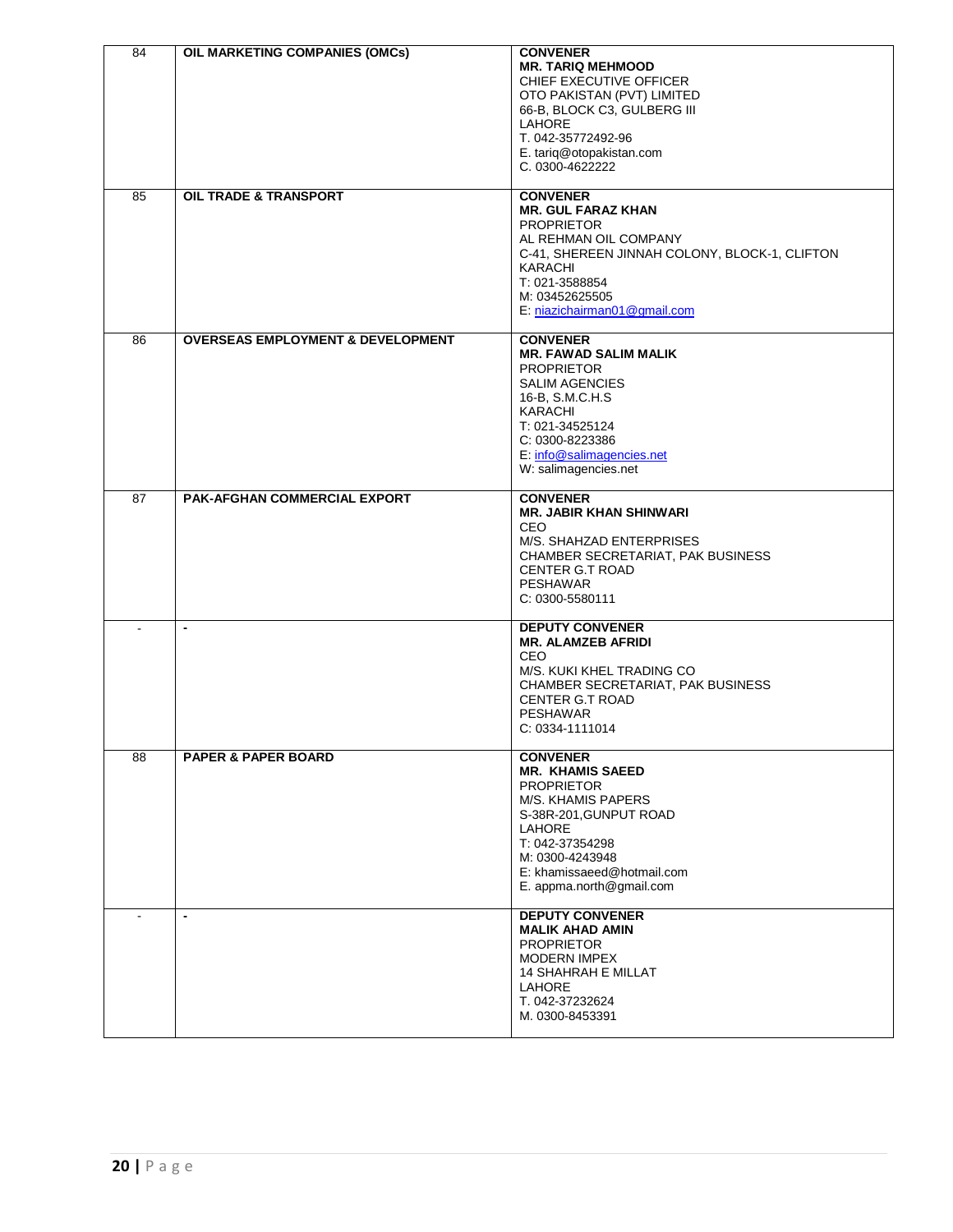| | | |
|---|---|---|
| 84 | **OIL MARKETING COMPANIES (OMCs)** | **CONVENER**<br>**MR. TARIQ MEHMOOD**<br>CHIEF EXECUTIVE OFFICER<br>OTO PAKISTAN (PVT) LIMITED<br>66-B, BLOCK C3, GULBERG III<br>LAHORE<br>T. 042-35772492-96<br>E. tariq@otopakistan.com<br>C. 0300-4622222 |
| 85 | **OIL TRADE & TRANSPORT** | **CONVENER**<br>**MR. GUL FARAZ KHAN**<br>PROPRIETOR<br>AL REHMAN OIL COMPANY<br>C-41, SHEREEN JINNAH COLONY, BLOCK-1, CLIFTON<br>KARACHI<br>T: 021-3588854<br>M: 03452625505<br>E: niazichairman01@gmail.com |
| 86 | **OVERSEAS EMPLOYMENT & DEVELOPMENT** | **CONVENER**<br>**MR. FAWAD SALIM MALIK**<br>PROPRIETOR<br>SALIM AGENCIES<br>16-B, S.M.C.H.S<br>KARACHI<br>T: 021-34525124<br>C: 0300-8223386<br>E: info@salimagencies.net<br>W: salimagencies.net |
| 87 | **PAK-AFGHAN COMMERCIAL EXPORT** | **CONVENER**<br>**MR. JABIR KHAN SHINWARI**<br>CEO<br>M/S. SHAHZAD ENTERPRISES<br>CHAMBER SECRETARIAT, PAK BUSINESS<br>CENTER G.T ROAD<br>PESHAWAR<br>C: 0300-5580111 |
| - | - | **DEPUTY CONVENER**<br>**MR. ALAMZEB AFRIDI**<br>CEO<br>M/S. KUKI KHEL TRADING CO<br>CHAMBER SECRETARIAT, PAK BUSINESS<br>CENTER G.T ROAD<br>PESHAWAR<br>C: 0334-1111014 |
| 88 | **PAPER & PAPER BOARD** | **CONVENER**<br>**MR. KHAMIS SAEED**<br>PROPRIETOR<br>M/S. KHAMIS PAPERS<br>S-38R-201,GUNPUT ROAD<br>LAHORE<br>T: 042-37354298<br>M: 0300-4243948<br>E: khamissaeed@hotmail.com<br>E. appma.north@gmail.com |
| - | - | **DEPUTY CONVENER**<br>**MALIK AHAD AMIN**<br>PROPRIETOR<br>MODERN IMPEX<br>14 SHAHRAH E MILLAT<br>LAHORE<br>T. 042-37232624<br>M. 0300-8453391 |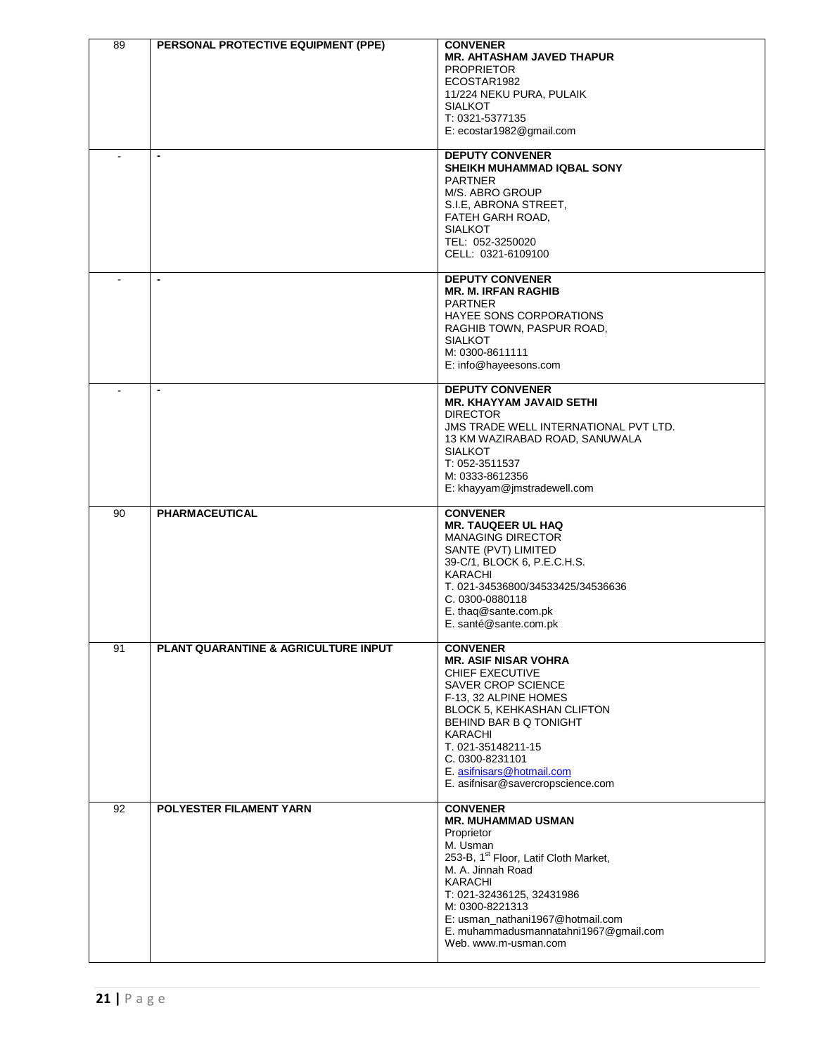| | | |
|---|---|---|
| 89 | **PERSONAL PROTECTIVE EQUIPMENT (PPE)** | **CONVENER**<br>**MR. AHTASHAM JAVED THAPUR**<br>PROPRIETOR<br>ECOSTAR1982<br>11/224 NEKU PURA, PULAIK<br>SIALKOT<br>T: 0321-5377135<br>E: ecostar1982@gmail.com |
| - | - | **DEPUTY CONVENER**<br>**SHEIKH MUHAMMAD IQBAL SONY**<br>PARTNER<br>M/S. ABRO GROUP<br>S.I.E, ABRONA STREET,<br>FATEH GARH ROAD,<br>SIALKOT<br>TEL: 052-3250020<br>CELL: 0321-6109100 |
| - | - | **DEPUTY CONVENER**<br>**MR. M. IRFAN RAGHIB**<br>PARTNER<br>HAYEE SONS CORPORATIONS<br>RAGHIB TOWN, PASPUR ROAD,<br>SIALKOT<br>M: 0300-8611111<br>E: info@hayeesons.com |
| - | - | **DEPUTY CONVENER**<br>**MR. KHAYYAM JAVAID SETHI**<br>DIRECTOR<br>JMS TRADE WELL INTERNATIONAL PVT LTD.<br>13 KM WAZIRABAD ROAD, SANUWALA<br>SIALKOT<br>T: 052-3511537<br>M: 0333-8612356<br>E: khayyam@jmstradewell.com |
| 90 | **PHARMACEUTICAL** | **CONVENER**<br>**MR. TAUQEER UL HAQ**<br>MANAGING DIRECTOR<br>SANTE (PVT) LIMITED<br>39-C/1, BLOCK 6, P.E.C.H.S.<br>KARACHI<br>T. 021-34536800/34533425/34536636<br>C. 0300-0880118<br>E. thaq@sante.com.pk<br>E. santé@sante.com.pk |
| 91 | **PLANT QUARANTINE & AGRICULTURE INPUT** | **CONVENER**<br>**MR. ASIF NISAR VOHRA**<br>CHIEF EXECUTIVE<br>SAVER CROP SCIENCE<br>F-13, 32 ALPINE HOMES<br>BLOCK 5, KEHKASHAN CLIFTON<br>BEHIND BAR B Q TONIGHT<br>KARACHI<br>T. 021-35148211-15<br>C. 0300-8231101<br>E. asifnisars@hotmail.com<br>E. asifnisar@savercropscience.com |
| 92 | **POLYESTER FILAMENT YARN** | **CONVENER**<br>**MR. MUHAMMAD USMAN**<br>Proprietor<br>M. Usman<br>253-B, 1st Floor, Latif Cloth Market,<br>M. A. Jinnah Road<br>KARACHI<br>T: 021-32436125, 32431986<br>M: 0300-8221313<br>E: usman_nathani1967@hotmail.com<br>E. muhammadusmannatahni1967@gmail.com<br>Web. www.m-usman.com |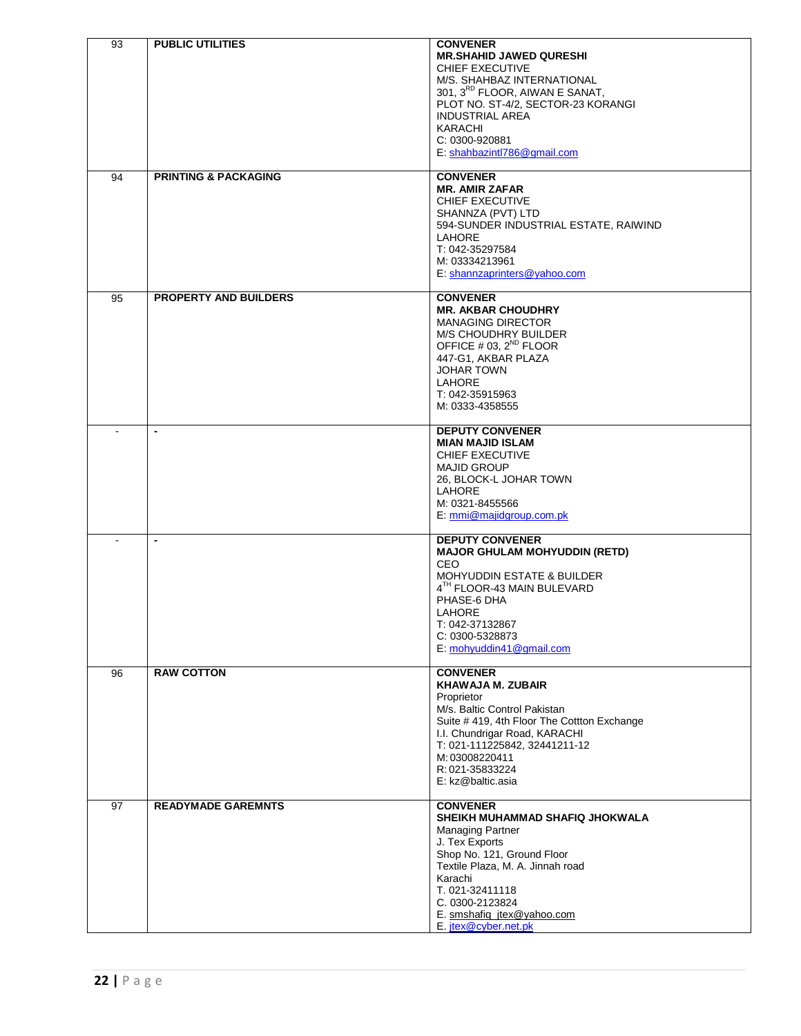| | | |
|---|---|---|
| 93 | **PUBLIC UTILITIES** | **CONVENER**<br>**MR.SHAHID JAWED QURESHI**<br>CHIEF EXECUTIVE<br>M/S. SHAHBAZ INTERNATIONAL<br>301, 3RD FLOOR, AIWAN E SANAT,<br>PLOT NO. ST-4/2, SECTOR-23 KORANGI<br>INDUSTRIAL AREA<br>KARACHI<br>C: 0300-920881<br>E: shahbazintl786@gmail.com |
| 94 | **PRINTING & PACKAGING** | **CONVENER**<br>**MR. AMIR ZAFAR**<br>CHIEF EXECUTIVE<br>SHANNZA (PVT) LTD<br>594-SUNDER INDUSTRIAL ESTATE, RAIWIND<br>LAHORE<br>T: 042-35297584<br>M: 03334213961<br>E: shannzaprinters@yahoo.com |
| 95 | **PROPERTY AND BUILDERS** | **CONVENER**<br>**MR. AKBAR CHOUDHRY**<br>MANAGING DIRECTOR<br>M/S CHOUDHRY BUILDER<br>OFFICE # 03, 2ND FLOOR<br>447-G1, AKBAR PLAZA<br>JOHAR TOWN<br>LAHORE<br>T: 042-35915963<br>M: 0333-4358555 |
| - | **-** | **DEPUTY CONVENER**<br>**MIAN MAJID ISLAM**<br>CHIEF EXECUTIVE<br>MAJID GROUP<br>26, BLOCK-L JOHAR TOWN<br>LAHORE<br>M: 0321-8455566<br>E: mmi@majidgroup.com.pk |
| - | **-** | **DEPUTY CONVENER**<br>**MAJOR GHULAM MOHYUDDIN (RETD)**<br>CEO<br>MOHYUDDIN ESTATE & BUILDER<br>4TH FLOOR-43 MAIN BULEVARD<br>PHASE-6 DHA<br>LAHORE<br>T: 042-37132867<br>C: 0300-5328873<br>E: mohyuddin41@gmail.com |
| 96 | **RAW COTTON** | **CONVENER**<br>**KHAWAJA M. ZUBAIR**<br>Proprietor<br>M/s. Baltic Control Pakistan<br>Suite # 419, 4th Floor The Cottton Exchange<br>I.I. Chundrigar Road, KARACHI<br>T: 021-111225842, 32441211-12<br>M: 03008220411<br>R: 021-35833224<br>E: kz@baltic.asia |
| 97 | **READYMADE GAREMNTS** | **CONVENER**<br>**SHEIKH MUHAMMAD SHAFIQ JHOKWALA**<br>Managing Partner<br>J. Tex Exports<br>Shop No. 121, Ground Floor<br>Textile Plaza, M. A. Jinnah road<br>Karachi<br>T. 021-32411118<br>C. 0300-2123824<br>E. smshafiq_jtex@yahoo.com<br>E. jtex@cyber.net.pk |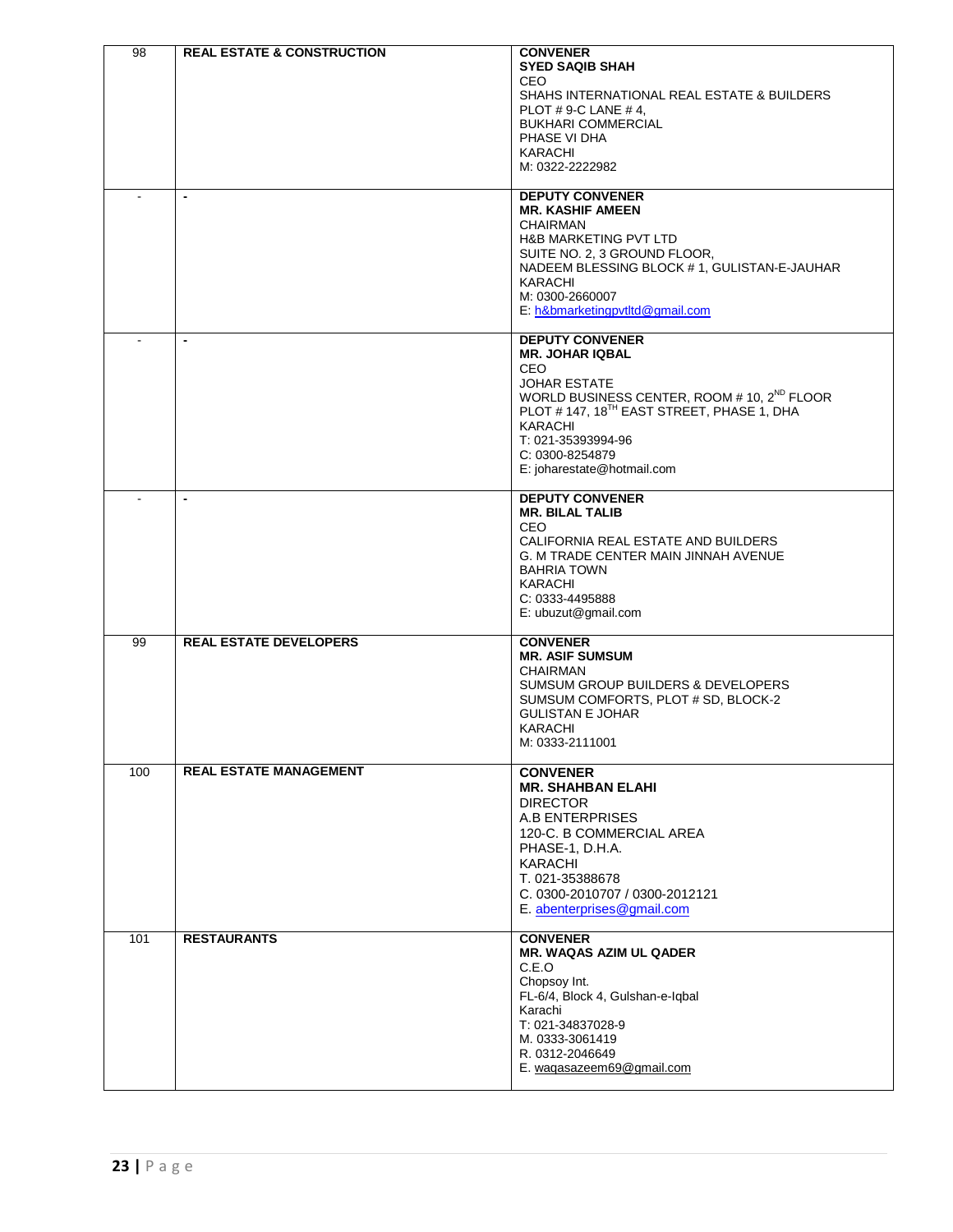| | | |
|---|---|---|
| 98 | **REAL ESTATE & CONSTRUCTION** | **CONVENER**<br>**SYED SAQIB SHAH**<br>CEO<br>SHAHS INTERNATIONAL REAL ESTATE & BUILDERS<br>PLOT # 9-C LANE # 4,<br>BUKHARI COMMERCIAL<br>PHASE VI DHA<br>KARACHI<br>M: 0322-2222982 |
| - | **-** | **DEPUTY CONVENER**<br>**MR. KASHIF AMEEN**<br>CHAIRMAN<br>H&B MARKETING PVT LTD<br>SUITE NO. 2, 3 GROUND FLOOR,<br>NADEEM BLESSING BLOCK # 1, GULISTAN-E-JAUHAR<br>KARACHI<br>M: 0300-2660007<br>E: h&bmarketingpvtltd@gmail.com |
| - | **-** | **DEPUTY CONVENER**<br>**MR. JOHAR IQBAL**<br>CEO<br>JOHAR ESTATE<br>WORLD BUSINESS CENTER, ROOM # 10, 2ND FLOOR<br>PLOT # 147, 18TH EAST STREET, PHASE 1, DHA<br>KARACHI<br>T: 021-35393994-96<br>C: 0300-8254879<br>E: joharestate@hotmail.com |
| - | **-** | **DEPUTY CONVENER**<br>**MR. BILAL TALIB**<br>CEO<br>CALIFORNIA REAL ESTATE AND BUILDERS<br>G. M TRADE CENTER MAIN JINNAH AVENUE<br>BAHRIA TOWN<br>KARACHI<br>C: 0333-4495888<br>E: ubuzut@gmail.com |
| 99 | **REAL ESTATE DEVELOPERS** | **CONVENER**<br>**MR. ASIF SUMSUM**<br>CHAIRMAN<br>SUMSUM GROUP BUILDERS & DEVELOPERS<br>SUMSUM COMFORTS, PLOT # SD, BLOCK-2<br>GULISTAN E JOHAR<br>KARACHI<br>M: 0333-2111001 |
| 100 | **REAL ESTATE MANAGEMENT** | **CONVENER**<br>**MR. SHAHBAN ELAHI**<br>DIRECTOR<br>A.B ENTERPRISES<br>120-C. B COMMERCIAL AREA<br>PHASE-1, D.H.A.<br>KARACHI<br>T. 021-35388678<br>C. 0300-2010707 / 0300-2012121<br>E. abenterprises@gmail.com |
| 101 | **RESTAURANTS** | **CONVENER**<br>**MR. WAQAS AZIM UL QADER**<br>C.E.O<br>Chopsoy Int.<br>FL-6/4, Block 4, Gulshan-e-Iqbal<br>Karachi<br>T: 021-34837028-9<br>M. 0333-3061419<br>R. 0312-2046649<br>E. waqasazeem69@gmail.com |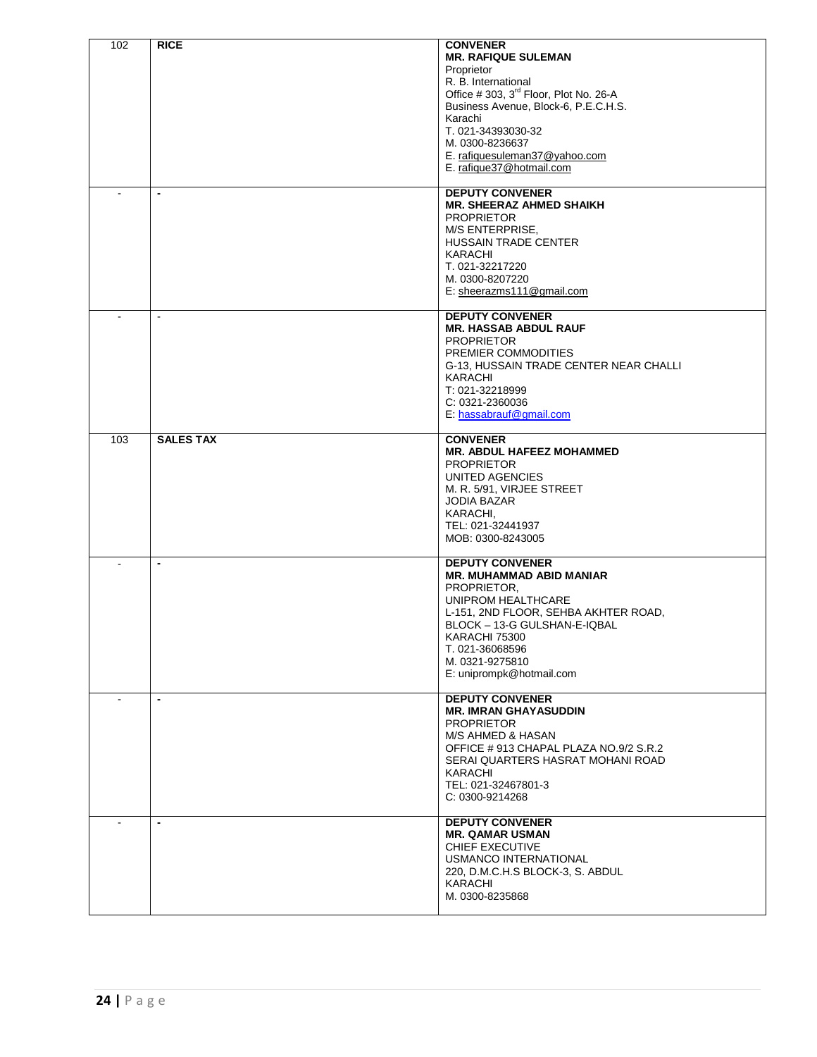| | | |
|---|---|---|
| 102 | **RICE** | **CONVENER**<br>**MR. RAFIQUE SULEMAN**<br>Proprietor<br>R. B. International<br>Office # 303, 3rd Floor, Plot No. 26-A<br>Business Avenue, Block-6, P.E.C.H.S.<br>Karachi<br>T. 021-34393030-32<br>M. 0300-8236637<br>E. rafiquesuleman37@yahoo.com<br>E. rafique37@hotmail.com |
| - | - | **DEPUTY CONVENER**<br>**MR. SHEERAZ AHMED SHAIKH**<br>PROPRIETOR<br>M/S ENTERPRISE,<br>HUSSAIN TRADE CENTER<br>KARACHI<br>T. 021-32217220<br>M. 0300-8207220<br>E: sheerazms111@gmail.com |
| - | - | **DEPUTY CONVENER**<br>**MR. HASSAB ABDUL RAUF**<br>PROPRIETOR<br>PREMIER COMMODITIES<br>G-13, HUSSAIN TRADE CENTER NEAR CHALLI<br>KARACHI<br>T: 021-32218999<br>C: 0321-2360036<br>E: hassabrauf@gmail.com |
| 103 | **SALES TAX** | **CONVENER**<br>**MR. ABDUL HAFEEZ MOHAMMED**<br>PROPRIETOR<br>UNITED AGENCIES<br>M. R. 5/91, VIRJEE STREET<br>JODIA BAZAR<br>KARACHI,<br>TEL: 021-32441937<br>MOB: 0300-8243005 |
| - | - | **DEPUTY CONVENER**<br>**MR. MUHAMMAD ABID MANIAR**<br>PROPRIETOR,<br>UNIPROM HEALTHCARE<br>L-151, 2ND FLOOR, SEHBA AKHTER ROAD,<br>BLOCK – 13-G GULSHAN-E-IQBAL<br>KARACHI 75300<br>T. 021-36068596<br>M. 0321-9275810<br>E: uniprompk@hotmail.com |
| - | - | **DEPUTY CONVENER**<br>**MR. IMRAN GHAYASUDDIN**<br>PROPRIETOR<br>M/S AHMED & HASAN<br>OFFICE # 913 CHAPAL PLAZA NO.9/2 S.R.2<br>SERAI QUARTERS HASRAT MOHANI ROAD<br>KARACHI<br>TEL: 021-32467801-3<br>C: 0300-9214268 |
| - | - | **DEPUTY CONVENER**<br>**MR. QAMAR USMAN**<br>CHIEF EXECUTIVE<br>USMANCO INTERNATIONAL<br>220, D.M.C.H.S BLOCK-3, S. ABDUL<br>KARACHI<br>M. 0300-8235868 |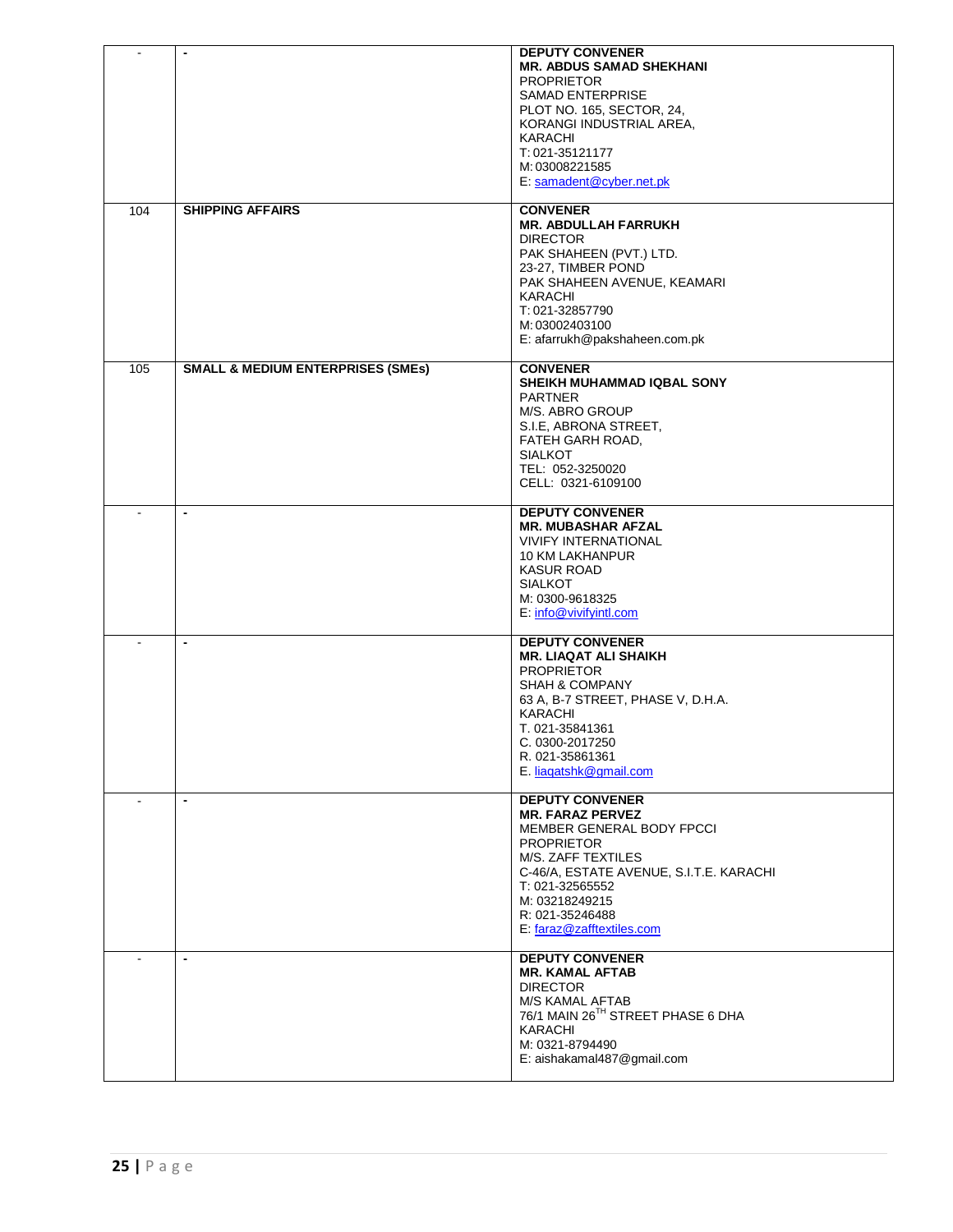| | | |
|---|---|---|
| - | - | **DEPUTY CONVENER**<br>**MR. ABDUS SAMAD SHEKHANI**<br>PROPRIETOR<br>SAMAD ENTERPRISE<br>PLOT NO. 165, SECTOR, 24,<br>KORANGI INDUSTRIAL AREA,<br>KARACHI<br>T: 021-35121177<br>M: 03008221585<br>E: samadent@cyber.net.pk |
| 104 | **SHIPPING AFFAIRS** | **CONVENER**<br>**MR. ABDULLAH FARRUKH**<br>DIRECTOR<br>PAK SHAHEEN (PVT.) LTD.<br>23-27, TIMBER POND<br>PAK SHAHEEN AVENUE, KEAMARI<br>KARACHI<br>T: 021-32857790<br>M: 03002403100<br>E: afarrukh@pakshaheen.com.pk |
| 105 | **SMALL & MEDIUM ENTERPRISES (SMEs)** | **CONVENER**<br>**SHEIKH MUHAMMAD IQBAL SONY**<br>PARTNER<br>M/S. ABRO GROUP<br>S.I.E, ABRONA STREET,<br>FATEH GARH ROAD,<br>SIALKOT<br>TEL: 052-3250020<br>CELL: 0321-6109100 |
| - | - | **DEPUTY CONVENER**<br>**MR. MUBASHAR AFZAL**<br>VIVIFY INTERNATIONAL<br>10 KM LAKHANPUR<br>KASUR ROAD<br>SIALKOT<br>M: 0300-9618325<br>E: info@vivifyintl.com |
| - | - | **DEPUTY CONVENER**<br>**MR. LIAQAT ALI SHAIKH**<br>PROPRIETOR<br>SHAH & COMPANY<br>63 A, B-7 STREET, PHASE V, D.H.A.<br>KARACHI<br>T. 021-35841361<br>C. 0300-2017250<br>R. 021-35861361<br>E. liaqatshk@gmail.com |
| - | - | **DEPUTY CONVENER**<br>**MR. FARAZ PERVEZ**<br>MEMBER GENERAL BODY FPCCI<br>PROPRIETOR<br>M/S. ZAFF TEXTILES<br>C-46/A, ESTATE AVENUE, S.I.T.E. KARACHI<br>T: 021-32565552<br>M: 03218249215<br>R: 021-35246488<br>E: faraz@zafftextiles.com |
| - | - | **DEPUTY CONVENER**<br>**MR. KAMAL AFTAB**<br>DIRECTOR<br>M/S KAMAL AFTAB<br>76/1 MAIN 26TH STREET PHASE 6 DHA<br>KARACHI<br>M: 0321-8794490<br>E: aishakamal487@gmail.com |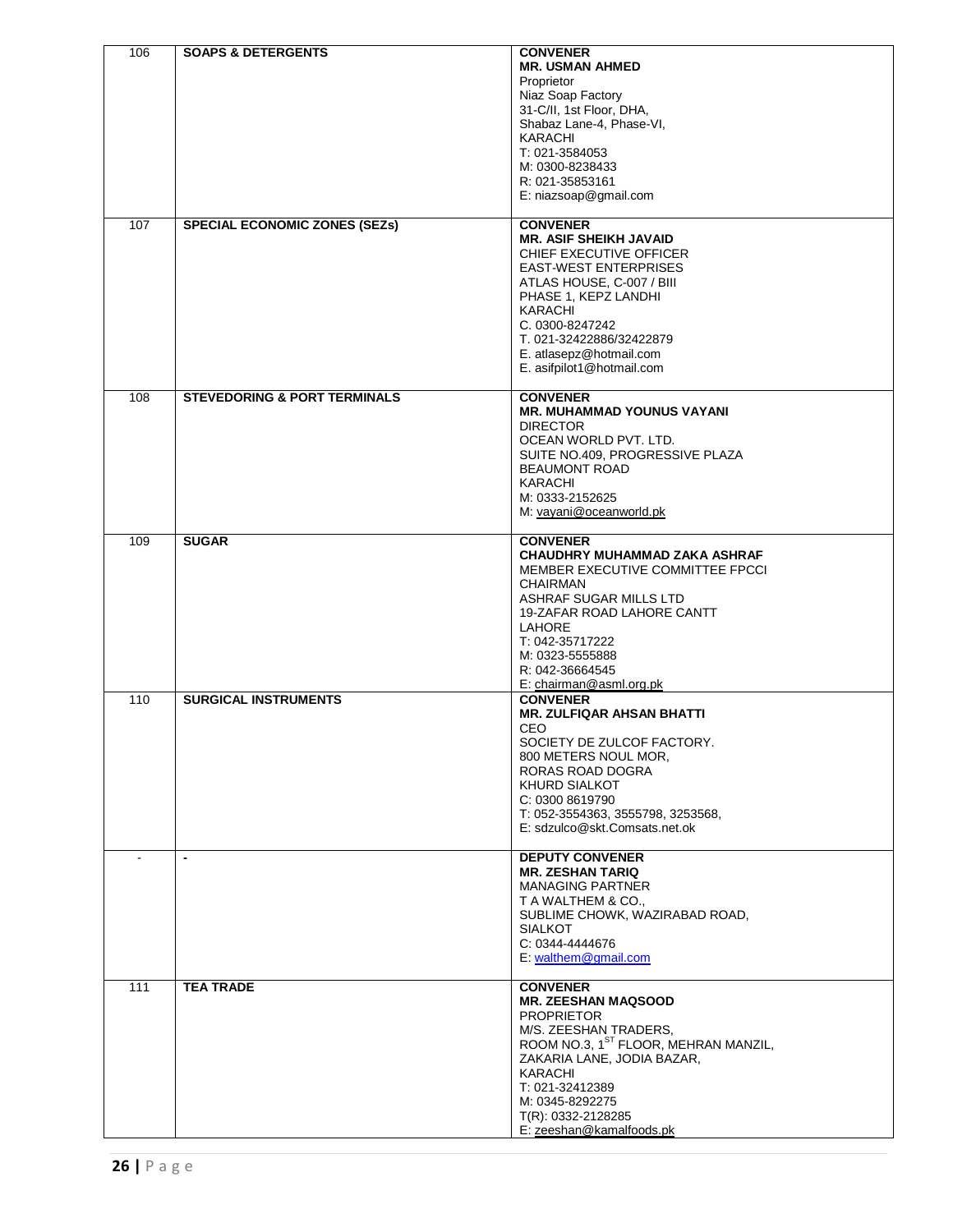| | | |
|---|---|---|
| 106 | **SOAPS & DETERGENTS** | **CONVENER**<br>**MR. USMAN AHMED**<br>Proprietor<br>Niaz Soap Factory<br>31-C/II, 1st Floor, DHA,<br>Shabaz Lane-4, Phase-VI,<br>KARACHI<br>T: 021-3584053<br>M: 0300-8238433<br>R: 021-35853161<br>E: niazsoap@gmail.com |
| 107 | **SPECIAL ECONOMIC ZONES (SEZs)** | **CONVENER**<br>**MR. ASIF SHEIKH JAVAID**<br>CHIEF EXECUTIVE OFFICER<br>EAST-WEST ENTERPRISES<br>ATLAS HOUSE, C-007 / BIII<br>PHASE 1, KEPZ LANDHI<br>KARACHI<br>C. 0300-8247242<br>T. 021-32422886/32422879<br>E. atlasepz@hotmail.com<br>E. asifpilot1@hotmail.com |
| 108 | **STEVEDORING & PORT TERMINALS** | **CONVENER**<br>**MR. MUHAMMAD YOUNUS VAYANI**<br>DIRECTOR<br>OCEAN WORLD PVT. LTD.<br>SUITE NO.409, PROGRESSIVE PLAZA<br>BEAUMONT ROAD<br>KARACHI<br>M: 0333-2152625<br>M: vayani@oceanworld.pk |
| 109 | **SUGAR** | **CONVENER**<br>**CHAUDHRY MUHAMMAD ZAKA ASHRAF**<br>MEMBER EXECUTIVE COMMITTEE FPCCI<br>CHAIRMAN<br>ASHRAF SUGAR MILLS LTD<br>19-ZAFAR ROAD LAHORE CANTT<br>LAHORE<br>T: 042-35717222<br>M: 0323-5555888<br>R: 042-36664545<br>E: chairman@asml.org.pk |
| 110 | **SURGICAL INSTRUMENTS** | **CONVENER**<br>**MR. ZULFIQAR AHSAN BHATTI**<br>CEO<br>SOCIETY DE ZULCOF FACTORY.<br>800 METERS NOUL MOR,<br>RORAS ROAD DOGRA<br>KHURD SIALKOT<br>C: 0300 8619790<br>T: 052-3554363, 3555798, 3253568,<br>E: sdzulco@skt.Comsats.net.ok |
| - | - | **DEPUTY CONVENER**<br>**MR. ZESHAN TARIQ**<br>MANAGING PARTNER<br>T A WALTHEM & CO.,<br>SUBLIME CHOWK, WAZIRABAD ROAD,<br>SIALKOT<br>C: 0344-4444676<br>E: walthem@gmail.com |
| 111 | **TEA TRADE** | **CONVENER**<br>**MR. ZEESHAN MAQSOOD**<br>PROPRIETOR<br>M/S. ZEESHAN TRADERS,<br>ROOM NO.3, 1ST FLOOR, MEHRAN MANZIL,<br>ZAKARIA LANE, JODIA BAZAR,<br>KARACHI<br>T: 021-32412389<br>M: 0345-8292275<br>T(R): 0332-2128285<br>E: zeeshan@kamalfoods.pk |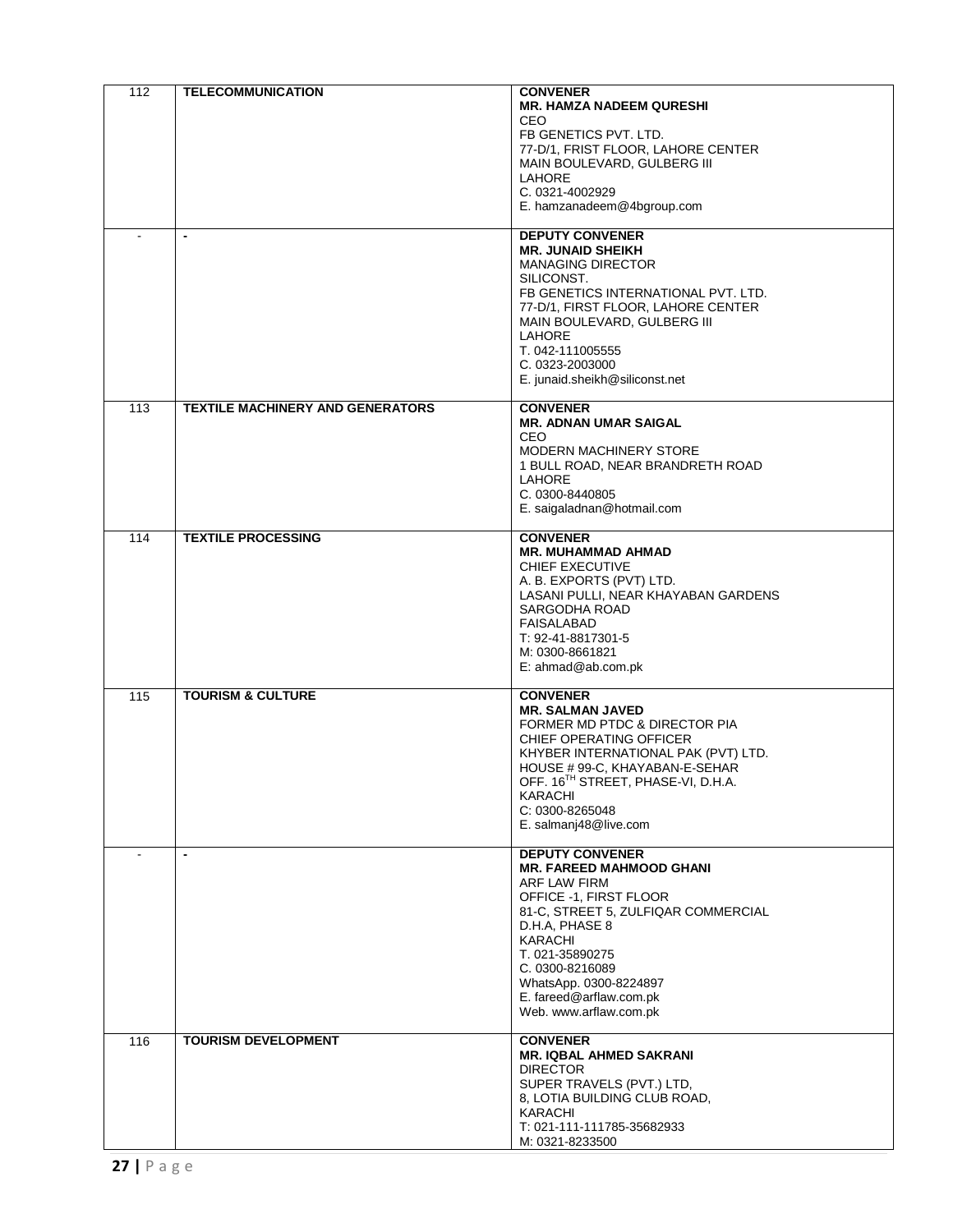| | | |
|---|---|---|
| 112 | **TELECOMMUNICATION** | **CONVENER**<br>**MR. HAMZA NADEEM QURESHI**<br>CEO<br>FB GENETICS PVT. LTD.<br>77-D/1, FRIST FLOOR, LAHORE CENTER<br>MAIN BOULEVARD, GULBERG III<br>LAHORE<br>C. 0321-4002929<br>E. hamzanadeem@4bgroup.com |
| - | **-** | **DEPUTY CONVENER**<br>**MR. JUNAID SHEIKH**<br>MANAGING DIRECTOR<br>SILICONST.<br>FB GENETICS INTERNATIONAL PVT. LTD.<br>77-D/1, FIRST FLOOR, LAHORE CENTER<br>MAIN BOULEVARD, GULBERG III<br>LAHORE<br>T. 042-111005555<br>C. 0323-2003000<br>E. junaid.sheikh@siliconst.net |
| 113 | **TEXTILE MACHINERY AND GENERATORS** | **CONVENER**<br>**MR. ADNAN UMAR SAIGAL**<br>CEO<br>MODERN MACHINERY STORE<br>1 BULL ROAD, NEAR BRANDRETH ROAD<br>LAHORE<br>C. 0300-8440805<br>E. saigaladnan@hotmail.com |
| 114 | **TEXTILE PROCESSING** | **CONVENER**<br>**MR. MUHAMMAD AHMAD**<br>CHIEF EXECUTIVE<br>A. B. EXPORTS (PVT) LTD.<br>LASANI PULLI, NEAR KHAYABAN GARDENS<br>SARGODHA ROAD<br>FAISALABAD<br>T: 92-41-8817301-5<br>M: 0300-8661821<br>E: ahmad@ab.com.pk |
| 115 | **TOURISM & CULTURE** | **CONVENER**<br>**MR. SALMAN JAVED**<br>FORMER MD PTDC & DIRECTOR PIA<br>CHIEF OPERATING OFFICER<br>KHYBER INTERNATIONAL PAK (PVT) LTD.<br>HOUSE # 99-C, KHAYABAN-E-SEHAR<br>OFF. 16TH STREET, PHASE-VI, D.H.A.<br>KARACHI<br>C: 0300-8265048<br>E. salmanj48@live.com |
| - | **-** | **DEPUTY CONVENER**<br>**MR. FAREED MAHMOOD GHANI**<br>ARF LAW FIRM<br>OFFICE -1, FIRST FLOOR<br>81-C, STREET 5, ZULFIQAR COMMERCIAL<br>D.H.A, PHASE 8<br>KARACHI<br>T. 021-35890275<br>C. 0300-8216089<br>WhatsApp. 0300-8224897<br>E. fareed@arflaw.com.pk<br>Web. www.arflaw.com.pk |
| 116 | **TOURISM DEVELOPMENT** | **CONVENER**<br>**MR. IQBAL AHMED SAKRANI**<br>DIRECTOR<br>SUPER TRAVELS (PVT.) LTD,<br>8, LOTIA BUILDING CLUB ROAD,<br>KARACHI<br>T: 021-111-111785-35682933<br>M: 0321-8233500 |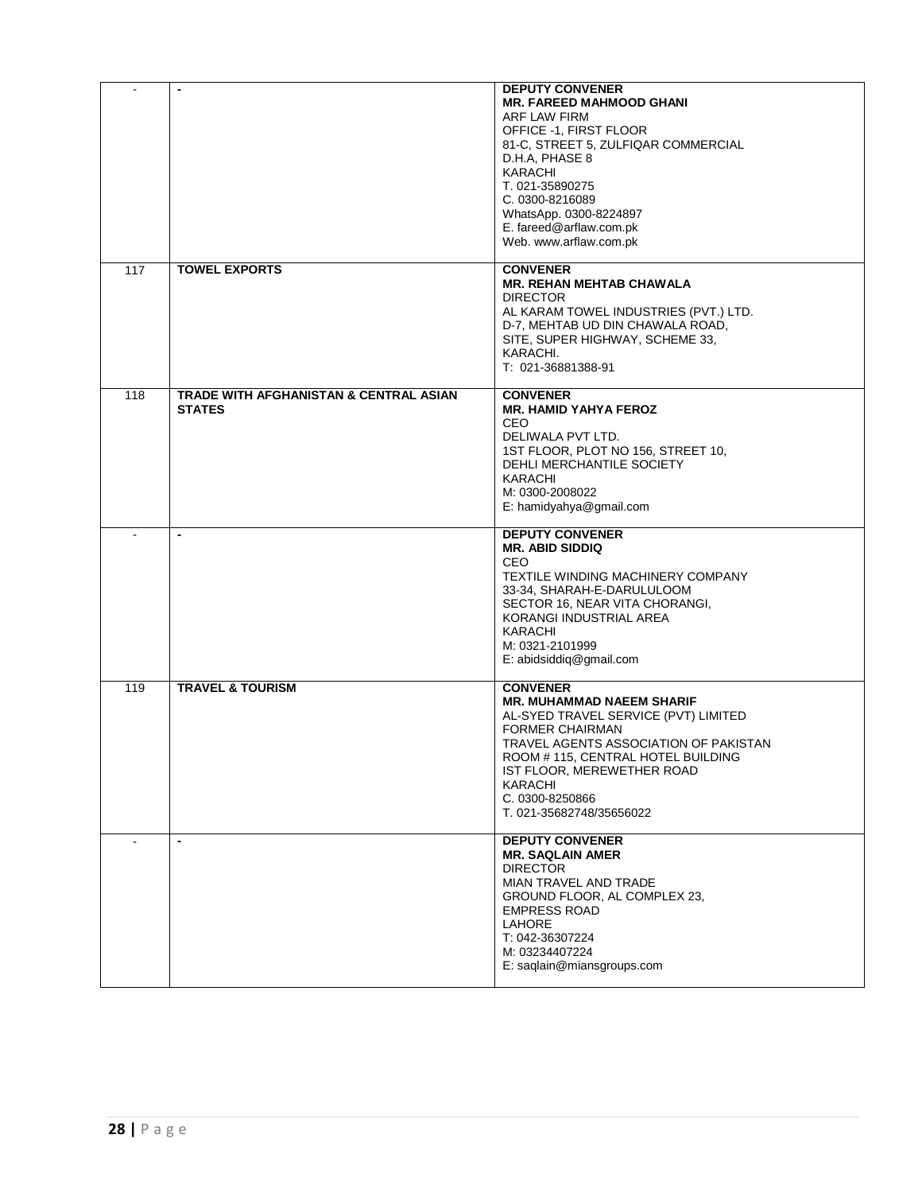| | | |
|---|---|---|
| - | - | **DEPUTY CONVENER**<br>**MR. FAREED MAHMOOD GHANI**<br>ARF LAW FIRM<br>OFFICE -1, FIRST FLOOR<br>81-C, STREET 5, ZULFIQAR COMMERCIAL<br>D.H.A, PHASE 8<br>KARACHI<br>T. 021-35890275<br>C. 0300-8216089<br>WhatsApp. 0300-8224897<br>E. fareed@arflaw.com.pk<br>Web. www.arflaw.com.pk |
| 117 | **TOWEL EXPORTS** | **CONVENER**<br>**MR. REHAN MEHTAB CHAWALA**<br>DIRECTOR<br>AL KARAM TOWEL INDUSTRIES (PVT.) LTD.<br>D-7, MEHTAB UD DIN CHAWALA ROAD,<br>SITE, SUPER HIGHWAY, SCHEME 33,<br>KARACHI.<br>T: 021-36881388-91 |
| 118 | **TRADE WITH AFGHANISTAN & CENTRAL ASIAN STATES** | **CONVENER**<br>**MR. HAMID YAHYA FEROZ**<br>CEO<br>DELIWALA PVT LTD.<br>1ST FLOOR, PLOT NO 156, STREET 10,<br>DEHLI MERCHANTILE SOCIETY<br>KARACHI<br>M: 0300-2008022<br>E: hamidyahya@gmail.com |
| - | - | **DEPUTY CONVENER**<br>**MR. ABID SIDDIQ**<br>CEO<br>TEXTILE WINDING MACHINERY COMPANY<br>33-34, SHARAH-E-DARULULOOM<br>SECTOR 16, NEAR VITA CHORANGI,<br>KORANGI INDUSTRIAL AREA<br>KARACHI<br>M: 0321-2101999<br>E: abidsiddiq@gmail.com |
| 119 | **TRAVEL & TOURISM** | **CONVENER**<br>**MR. MUHAMMAD NAEEM SHARIF**<br>AL-SYED TRAVEL SERVICE (PVT) LIMITED<br>FORMER CHAIRMAN<br>TRAVEL AGENTS ASSOCIATION OF PAKISTAN<br>ROOM # 115, CENTRAL HOTEL BUILDING<br>IST FLOOR, MEREWETHER ROAD<br>KARACHI<br>C. 0300-8250866<br>T. 021-35682748/35656022 |
| - | - | **DEPUTY CONVENER**<br>**MR. SAQLAIN AMER**<br>DIRECTOR<br>MIAN TRAVEL AND TRADE<br>GROUND FLOOR, AL COMPLEX 23,<br>EMPRESS ROAD<br>LAHORE<br>T: 042-36307224<br>M: 03234407224<br>E: saqlain@miansgroups.com |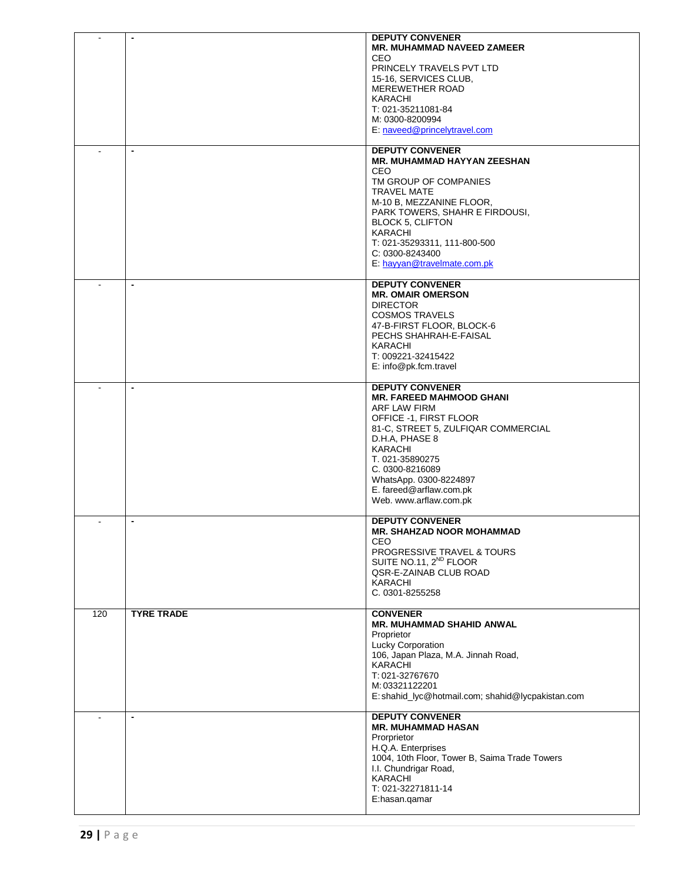| | | |
|---|---|---|
| - | - | **DEPUTY CONVENER**<br>**MR. MUHAMMAD NAVEED ZAMEER**<br>CEO<br>PRINCELY TRAVELS PVT LTD<br>15-16, SERVICES CLUB,<br>MEREWETHER ROAD<br>KARACHI<br>T: 021-35211081-84<br>M: 0300-8200994<br>E: naveed@princelytravel.com |
| - | - | **DEPUTY CONVENER**<br>**MR. MUHAMMAD HAYYAN ZEESHAN**<br>CEO<br>TM GROUP OF COMPANIES<br>TRAVEL MATE<br>M-10 B, MEZZANINE FLOOR,<br>PARK TOWERS, SHAHR E FIRDOUSI,<br>BLOCK 5, CLIFTON<br>KARACHI<br>T: 021-35293311, 111-800-500<br>C: 0300-8243400<br>E: hayyan@travelmate.com.pk |
| - | - | **DEPUTY CONVENER**<br>**MR. OMAIR OMERSON**<br>DIRECTOR<br>COSMOS TRAVELS<br>47-B-FIRST FLOOR, BLOCK-6<br>PECHS SHAHRAH-E-FAISAL<br>KARACHI<br>T: 009221-32415422<br>E: info@pk.fcm.travel |
| - | - | **DEPUTY CONVENER**<br>**MR. FAREED MAHMOOD GHANI**<br>ARF LAW FIRM<br>OFFICE -1, FIRST FLOOR<br>81-C, STREET 5, ZULFIQAR COMMERCIAL<br>D.H.A, PHASE 8<br>KARACHI<br>T. 021-35890275<br>C. 0300-8216089<br>WhatsApp. 0300-8224897<br>E. fareed@arflaw.com.pk<br>Web. www.arflaw.com.pk |
| - | - | **DEPUTY CONVENER**<br>**MR. SHAHZAD NOOR MOHAMMAD**<br>CEO<br>PROGRESSIVE TRAVEL & TOURS<br>SUITE NO.11, 2[ND] FLOOR<br>QSR-E-ZAINAB CLUB ROAD<br>KARACHI<br>C. 0301-8255258 |
| 120 | **TYRE TRADE** | **CONVENER**<br>**MR. MUHAMMAD SHAHID ANWAL**<br>Proprietor<br>Lucky Corporation<br>106, Japan Plaza, M.A. Jinnah Road,<br>KARACHI<br>T: 021-32767670<br>M: 03321122201<br>E: shahid_lyc@hotmail.com; shahid@lycpakistan.com |
| - | - | **DEPUTY CONVENER**<br>**MR. MUHAMMAD HASAN**<br>Prorprietor<br>H.Q.A. Enterprises<br>1004, 10th Floor, Tower B, Saima Trade Towers<br>I.I. Chundrigar Road,<br>KARACHI<br>T: 021-32271811-14<br>E:hasan.qamar |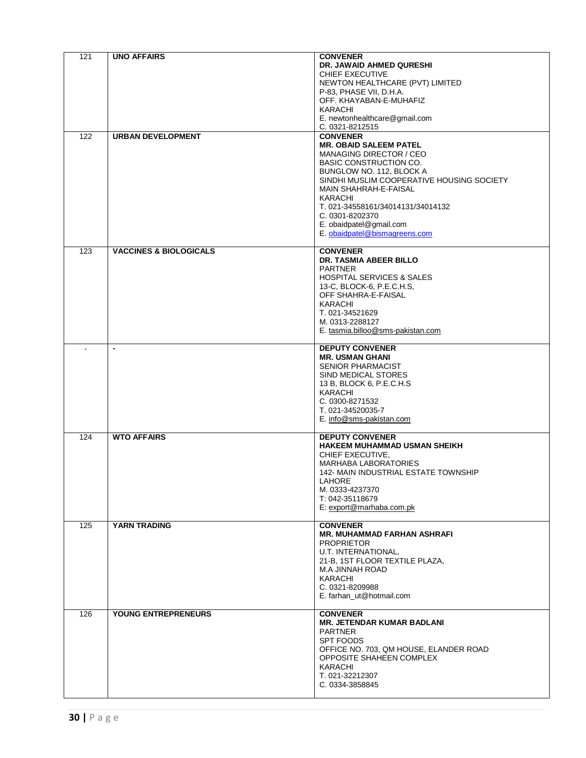| | | |
|---|---|---|
| 121 | **UNO AFFAIRS** | **CONVENER**<br>**DR. JAWAID AHMED QURESHI**<br>CHIEF EXECUTIVE<br>NEWTON HEALTHCARE (PVT) LIMITED<br>P-83, PHASE VII, D.H.A.<br>OFF. KHAYABAN-E-MUHAFIZ<br>KARACHI<br>E. newtonhealthcare@gmail.com<br>C. 0321-8212515 |
| 122 | **URBAN DEVELOPMENT** | **CONVENER**<br>**MR. OBAID SALEEM PATEL**<br>MANAGING DIRECTOR / CEO<br>BASIC CONSTRUCTION CO.<br>BUNGLOW NO. 112, BLOCK A<br>SINDHI MUSLIM COOPERATIVE HOUSING SOCIETY<br>MAIN SHAHRAH-E-FAISAL<br>KARACHI<br>T. 021-34558161/34014131/34014132<br>C. 0301-8202370<br>E. obaidpatel@gmail.com<br>E. obaidpatel@bismagreens.com |
| 123 | **VACCINES & BIOLOGICALS** | **CONVENER**<br>**DR. TASMIA ABEER BILLO**<br>PARTNER<br>HOSPITAL SERVICES & SALES<br>13-C, BLOCK-6, P.E.C.H.S,<br>OFF SHAHRA-E-FAISAL<br>KARACHI<br>T. 021-34521629<br>M. 0313-2288127<br>E. tasmia.billoo@sms-pakistan.com |
| - | - | **DEPUTY CONVENER**<br>**MR. USMAN GHANI**<br>SENIOR PHARMACIST<br>SIND MEDICAL STORES<br>13 B, BLOCK 6, P.E.C.H.S<br>KARACHI<br>C. 0300-8271532<br>T. 021-34520035-7<br>E. info@sms-pakistan.com |
| 124 | **WTO AFFAIRS** | **DEPUTY CONVENER**<br>**HAKEEM MUHAMMAD USMAN SHEIKH**<br>CHIEF EXECUTIVE,<br>MARHABA LABORATORIES<br>142- MAIN INDUSTRIAL ESTATE TOWNSHIP<br>LAHORE<br>M. 0333-4237370<br>T: 042-35118679<br>E: export@marhaba.com.pk |
| 125 | **YARN TRADING** | **CONVENER**<br>**MR. MUHAMMAD FARHAN ASHRAFI**<br>PROPRIETOR<br>U.T. INTERNATIONAL,<br>21-B, 1ST FLOOR TEXTILE PLAZA,<br>M.A JINNAH ROAD<br>KARACHI<br>C. 0321-8209988<br>E. farhan_ut@hotmail.com |
| 126 | **YOUNG ENTREPRENEURS** | **CONVENER**<br>**MR. JETENDAR KUMAR BADLANI**<br>PARTNER<br>SPT FOODS<br>OFFICE NO. 703, QM HOUSE, ELANDER ROAD<br>OPPOSITE SHAHEEN COMPLEX<br>KARACHI<br>T. 021-32212307<br>C. 0334-3858845 |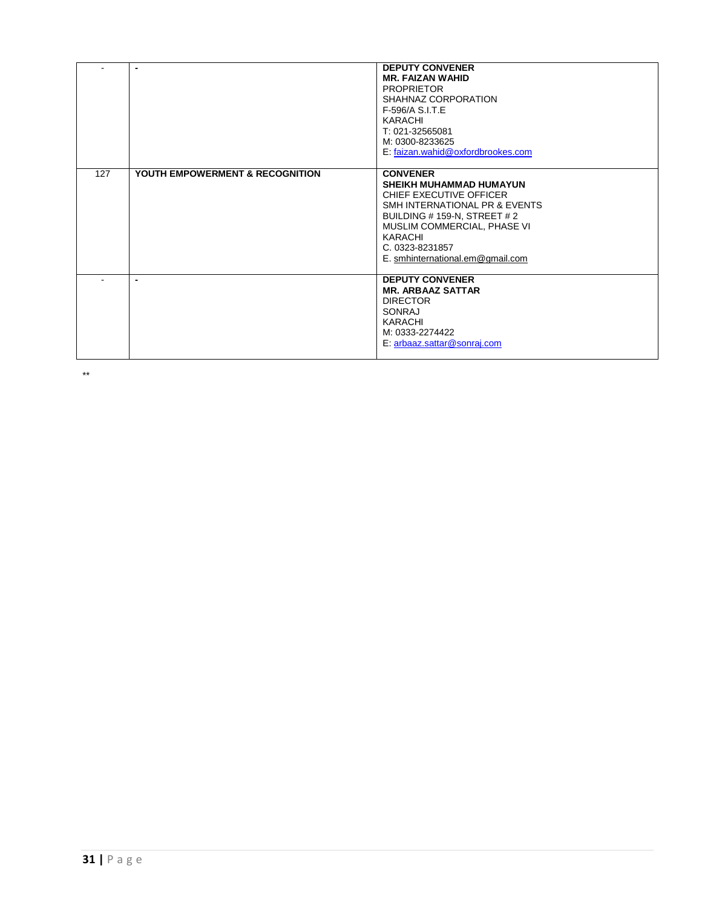| | | |
|---|---|---|
| - | - | **DEPUTY CONVENER**<br>**MR. FAIZAN WAHID**<br>PROPRIETOR<br>SHAHNAZ CORPORATION<br>F-596/A S.I.T.E<br>KARACHI<br>T: 021-32565081<br>M: 0300-8233625<br>E: faizan.wahid@oxfordbrookes.com |
| 127 | **YOUTH EMPOWERMENT & RECOGNITION** | **CONVENER**<br>**SHEIKH MUHAMMAD HUMAYUN**<br>CHIEF EXECUTIVE OFFICER<br>SMH INTERNATIONAL PR & EVENTS<br>BUILDING # 159-N, STREET # 2<br>MUSLIM COMMERCIAL, PHASE VI<br>KARACHI<br>C. 0323-8231857<br>E. smhinternational.em@gmail.com |
| - | - | **DEPUTY CONVENER**<br>**MR. ARBAAZ SATTAR**<br>DIRECTOR<br>SONRAJ<br>KARACHI<br>M: 0333-2274422<br>E: arbaaz.sattar@sonraj.com |

**